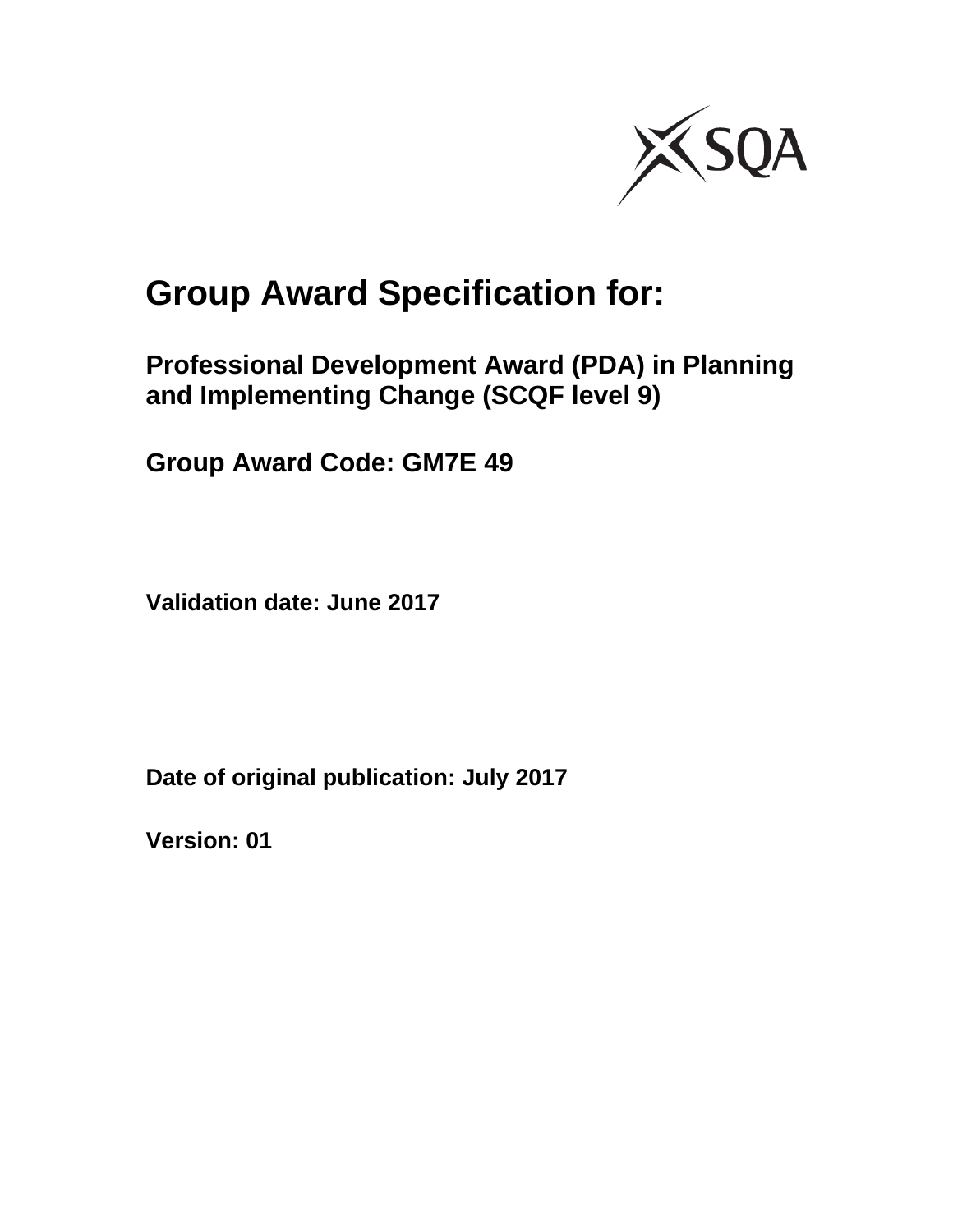# Group Award Specification for:

## Professional Development Award (PDA) in Planning and Implementing Change (SCQF level 9)

**Group Award Code: GM7E 49**

**Validation date: June 2017**

**Date of original publication: July 2017**

**Version: 01**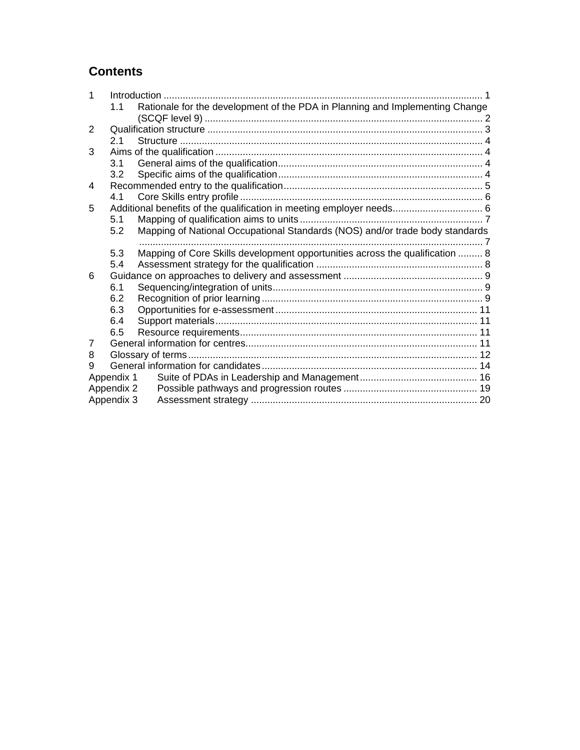# Contents

1 Introduction ..................................................................................................................... 1
  1.1 Rationale for the development of the PDA in Planning and Implementing Change (SCQF level 9) ..................................................................................................... 2
2 Qualification structure ..................................................................................................... 3
  2.1 Structure ............................................................................................................... 4
3 Aims of the qualification .................................................................................................. 4
  3.1 General aims of the qualification........................................................................... 4
  3.2 Specific aims of the qualification........................................................................... 4
4 Recommended entry to the qualification......................................................................... 5
  4.1 Core Skills entry profile......................................................................................... 6
5 Additional benefits of the qualification in meeting employer needs................................. 6
  5.1 Mapping of qualification aims to units................................................................... 7
  5.2 Mapping of National Occupational Standards (NOS) and/or trade body standards ............................................................................................................................. 7
  5.3 Mapping of Core Skills development opportunities across the qualification ......... 8
  5.4 Assessment strategy for the qualification ............................................................. 8
6 Guidance on approaches to delivery and assessment ................................................... 9
  6.1 Sequencing/integration of units............................................................................. 9
  6.2 Recognition of prior learning ................................................................................. 9
  6.3 Opportunities for e-assessment ........................................................................... 11
  6.4 Support materials................................................................................................. 11
  6.5 Resource requirements........................................................................................ 11
7 General information for centres..................................................................................... 11
8 Glossary of terms........................................................................................................... 12
9 General information for candidates............................................................................... 14

Appendix 1 Suite of PDAs in Leadership and Management........................................... 16
Appendix 2 Possible pathways and progression routes ................................................. 19
Appendix 3 Assessment strategy ................................................................................... 20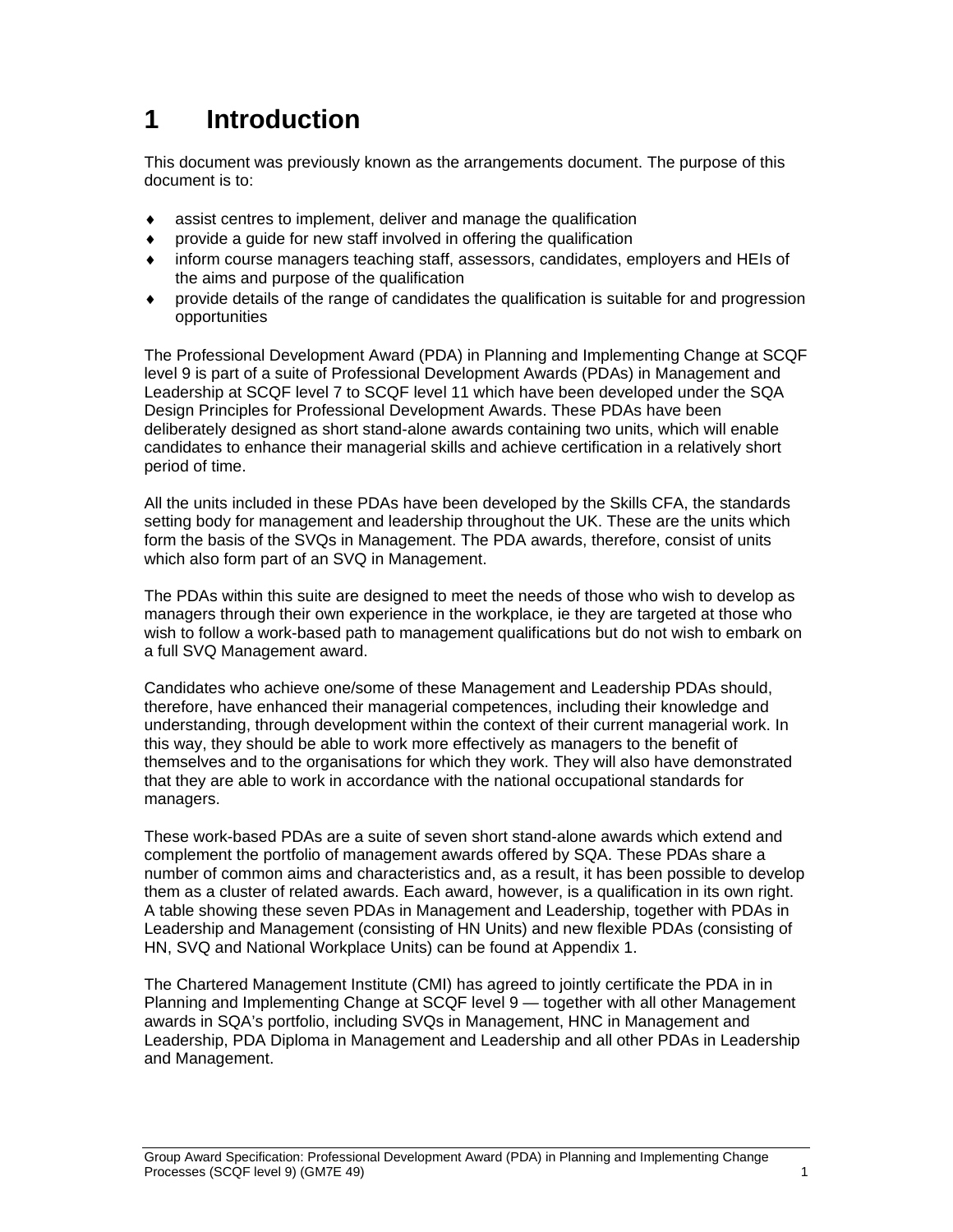# 1 Introduction

This document was previously known as the arrangements document. The purpose of this document is to:

- assist centres to implement, deliver and manage the qualification
- provide a guide for new staff involved in offering the qualification
- inform course managers teaching staff, assessors, candidates, employers and HEIs of the aims and purpose of the qualification
- provide details of the range of candidates the qualification is suitable for and progression opportunities

The Professional Development Award (PDA) in Planning and Implementing Change at SCQF level 9 is part of a suite of Professional Development Awards (PDAs) in Management and Leadership at SCQF level 7 to SCQF level 11 which have been developed under the SQA Design Principles for Professional Development Awards. These PDAs have been deliberately designed as short stand-alone awards containing two units, which will enable candidates to enhance their managerial skills and achieve certification in a relatively short period of time.

All the units included in these PDAs have been developed by the Skills CFA, the standards setting body for management and leadership throughout the UK. These are the units which form the basis of the SVQs in Management. The PDA awards, therefore, consist of units which also form part of an SVQ in Management.

The PDAs within this suite are designed to meet the needs of those who wish to develop as managers through their own experience in the workplace, ie they are targeted at those who wish to follow a work-based path to management qualifications but do not wish to embark on a full SVQ Management award.

Candidates who achieve one/some of these Management and Leadership PDAs should, therefore, have enhanced their managerial competences, including their knowledge and understanding, through development within the context of their current managerial work. In this way, they should be able to work more effectively as managers to the benefit of themselves and to the organisations for which they work. They will also have demonstrated that they are able to work in accordance with the national occupational standards for managers.

These work-based PDAs are a suite of seven short stand-alone awards which extend and complement the portfolio of management awards offered by SQA. These PDAs share a number of common aims and characteristics and, as a result, it has been possible to develop them as a cluster of related awards. Each award, however, is a qualification in its own right. A table showing these seven PDAs in Management and Leadership, together with PDAs in Leadership and Management (consisting of HN Units) and new flexible PDAs (consisting of HN, SVQ and National Workplace Units) can be found at Appendix 1.

The Chartered Management Institute (CMI) has agreed to jointly certificate the PDA in in Planning and Implementing Change at SCQF level 9 — together with all other Management awards in SQA's portfolio, including SVQs in Management, HNC in Management and Leadership, PDA Diploma in Management and Leadership and all other PDAs in Leadership and Management.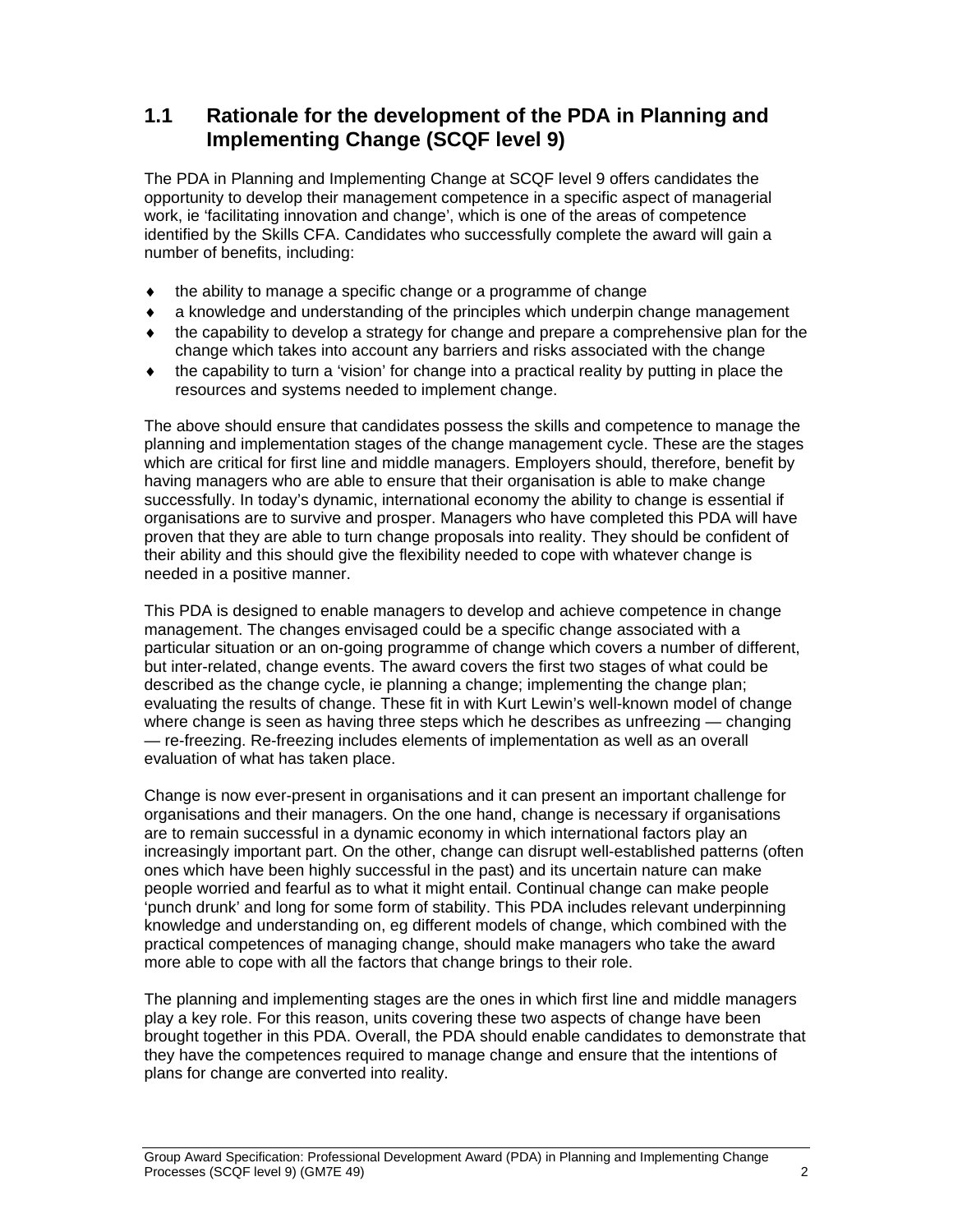## 1.1 Rationale for the development of the PDA in Planning and Implementing Change (SCQF level 9)

The PDA in Planning and Implementing Change at SCQF level 9 offers candidates the opportunity to develop their management competence in a specific aspect of managerial work, ie 'facilitating innovation and change', which is one of the areas of competence identified by the Skills CFA. Candidates who successfully complete the award will gain a number of benefits, including:

- the ability to manage a specific change or a programme of change
- a knowledge and understanding of the principles which underpin change management
- the capability to develop a strategy for change and prepare a comprehensive plan for the change which takes into account any barriers and risks associated with the change
- the capability to turn a 'vision' for change into a practical reality by putting in place the resources and systems needed to implement change.

The above should ensure that candidates possess the skills and competence to manage the planning and implementation stages of the change management cycle. These are the stages which are critical for first line and middle managers. Employers should, therefore, benefit by having managers who are able to ensure that their organisation is able to make change successfully. In today's dynamic, international economy the ability to change is essential if organisations are to survive and prosper. Managers who have completed this PDA will have proven that they are able to turn change proposals into reality. They should be confident of their ability and this should give the flexibility needed to cope with whatever change is needed in a positive manner.

This PDA is designed to enable managers to develop and achieve competence in change management. The changes envisaged could be a specific change associated with a particular situation or an on-going programme of change which covers a number of different, but inter-related, change events. The award covers the first two stages of what could be described as the change cycle, ie planning a change; implementing the change plan; evaluating the results of change. These fit in with Kurt Lewin's well-known model of change where change is seen as having three steps which he describes as unfreezing — changing — re-freezing. Re-freezing includes elements of implementation as well as an overall evaluation of what has taken place.

Change is now ever-present in organisations and it can present an important challenge for organisations and their managers. On the one hand, change is necessary if organisations are to remain successful in a dynamic economy in which international factors play an increasingly important part. On the other, change can disrupt well-established patterns (often ones which have been highly successful in the past) and its uncertain nature can make people worried and fearful as to what it might entail. Continual change can make people 'punch drunk' and long for some form of stability. This PDA includes relevant underpinning knowledge and understanding on, eg different models of change, which combined with the practical competences of managing change, should make managers who take the award more able to cope with all the factors that change brings to their role.

The planning and implementing stages are the ones in which first line and middle managers play a key role. For this reason, units covering these two aspects of change have been brought together in this PDA. Overall, the PDA should enable candidates to demonstrate that they have the competences required to manage change and ensure that the intentions of plans for change are converted into reality.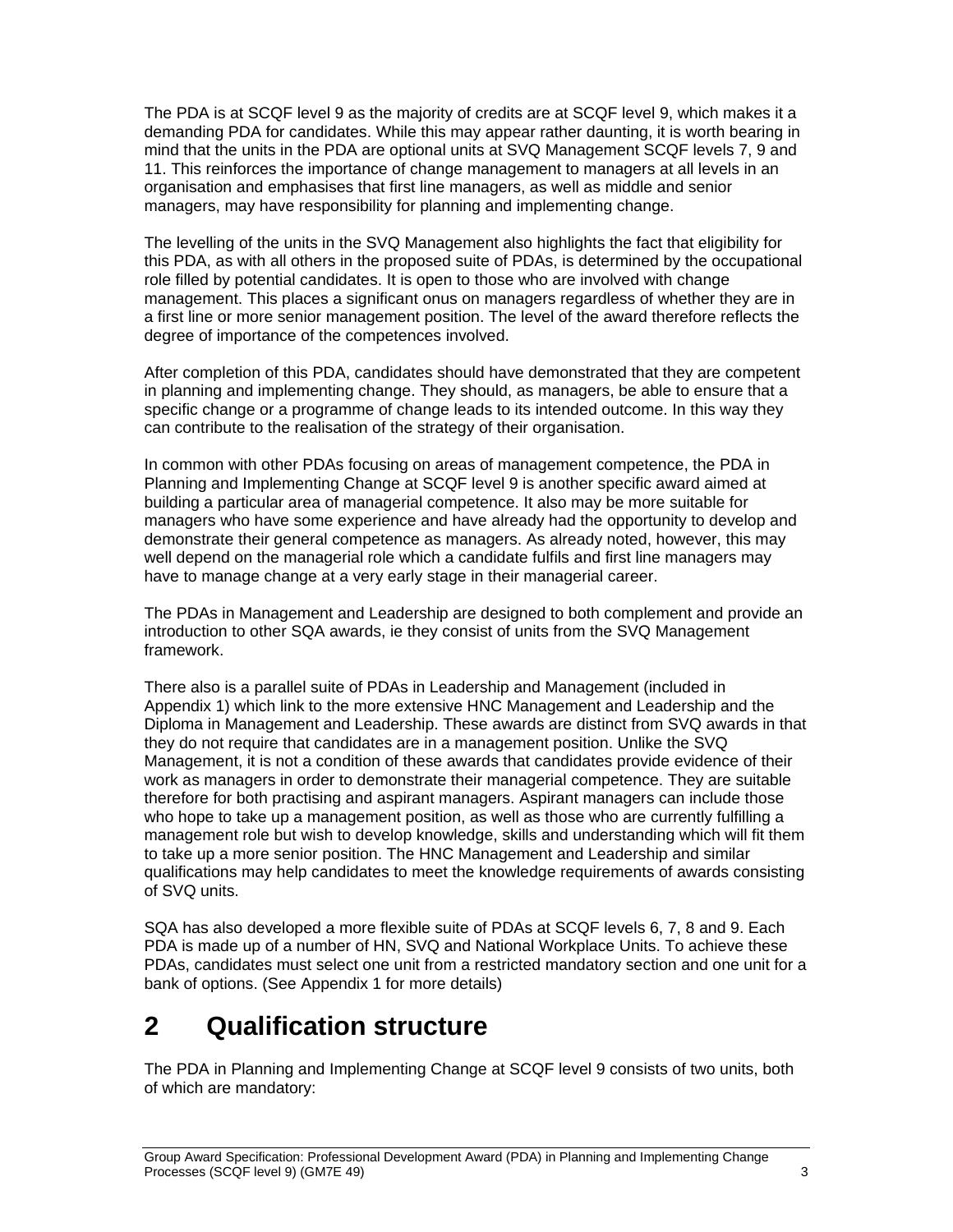The PDA is at SCQF level 9 as the majority of credits are at SCQF level 9, which makes it a demanding PDA for candidates. While this may appear rather daunting, it is worth bearing in mind that the units in the PDA are optional units at SVQ Management SCQF levels 7, 9 and 11. This reinforces the importance of change management to managers at all levels in an organisation and emphasises that first line managers, as well as middle and senior managers, may have responsibility for planning and implementing change.

The levelling of the units in the SVQ Management also highlights the fact that eligibility for this PDA, as with all others in the proposed suite of PDAs, is determined by the occupational role filled by potential candidates. It is open to those who are involved with change management. This places a significant onus on managers regardless of whether they are in a first line or more senior management position. The level of the award therefore reflects the degree of importance of the competences involved.

After completion of this PDA, candidates should have demonstrated that they are competent in planning and implementing change. They should, as managers, be able to ensure that a specific change or a programme of change leads to its intended outcome. In this way they can contribute to the realisation of the strategy of their organisation.

In common with other PDAs focusing on areas of management competence, the PDA in Planning and Implementing Change at SCQF level 9 is another specific award aimed at building a particular area of managerial competence. It also may be more suitable for managers who have some experience and have already had the opportunity to develop and demonstrate their general competence as managers. As already noted, however, this may well depend on the managerial role which a candidate fulfils and first line managers may have to manage change at a very early stage in their managerial career.

The PDAs in Management and Leadership are designed to both complement and provide an introduction to other SQA awards, ie they consist of units from the SVQ Management framework.

There also is a parallel suite of PDAs in Leadership and Management (included in Appendix 1) which link to the more extensive HNC Management and Leadership and the Diploma in Management and Leadership. These awards are distinct from SVQ awards in that they do not require that candidates are in a management position. Unlike the SVQ Management, it is not a condition of these awards that candidates provide evidence of their work as managers in order to demonstrate their managerial competence. They are suitable therefore for both practising and aspirant managers. Aspirant managers can include those who hope to take up a management position, as well as those who are currently fulfilling a management role but wish to develop knowledge, skills and understanding which will fit them to take up a more senior position. The HNC Management and Leadership and similar qualifications may help candidates to meet the knowledge requirements of awards consisting of SVQ units.

SQA has also developed a more flexible suite of PDAs at SCQF levels 6, 7, 8 and 9. Each PDA is made up of a number of HN, SVQ and National Workplace Units. To achieve these PDAs, candidates must select one unit from a restricted mandatory section and one unit for a bank of options. (See Appendix 1 for more details)

# 2 Qualification structure

The PDA in Planning and Implementing Change at SCQF level 9 consists of two units, both of which are mandatory: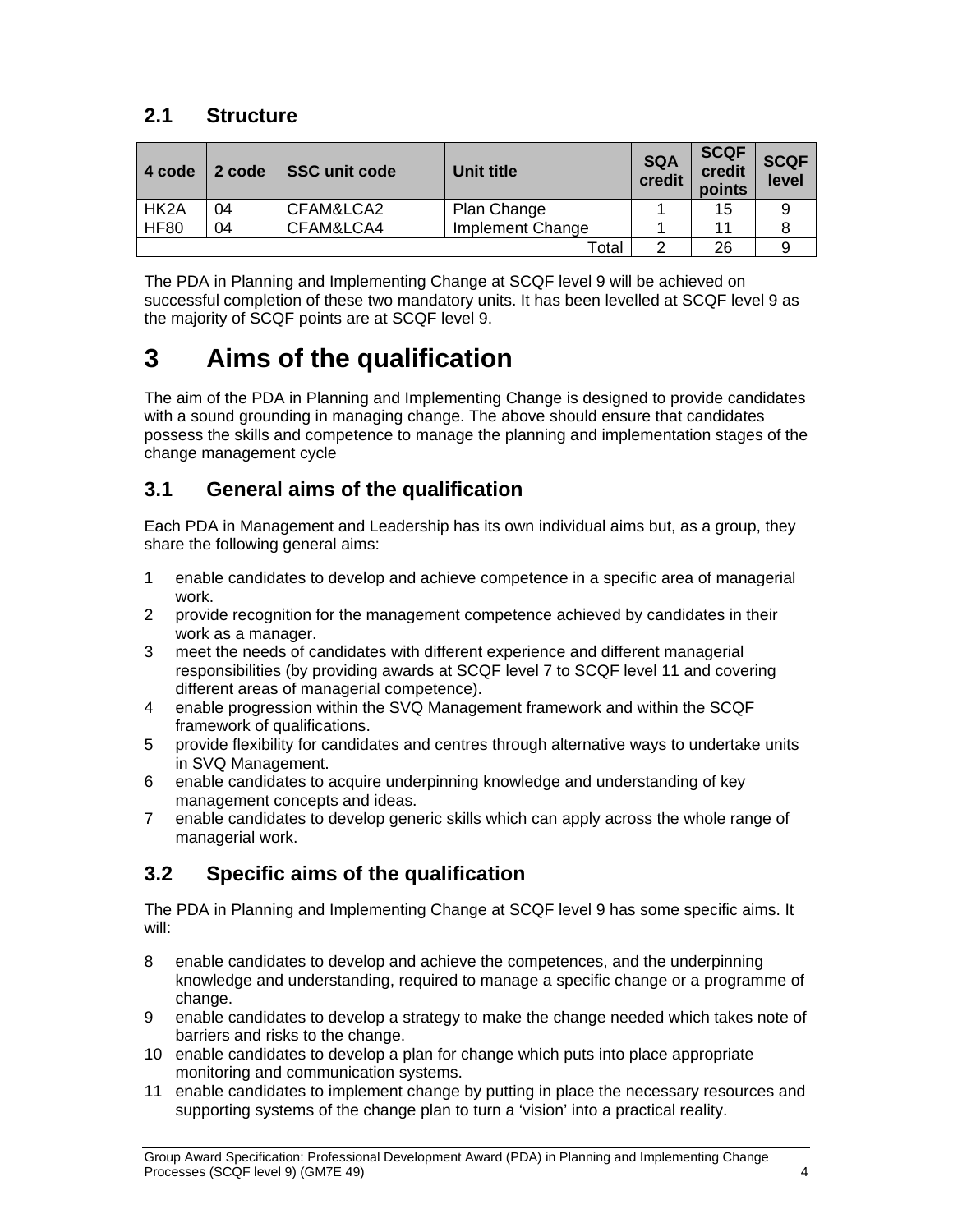## 2.1 Structure

| 4 code | 2 code | SSC unit code | Unit title | SQA credit | SCQF credit points | SCQF level |
|---|---|---|---|---|---|---|
| HK2A | 04 | CFAM&LCA2 | Plan Change | 1 | 15 | 9 |
| HF80 | 04 | CFAM&LCA4 | Implement Change | 1 | 11 | 8 |
| | | | Total | 2 | 26 | 9 |

The PDA in Planning and Implementing Change at SCQF level 9 will be achieved on successful completion of these two mandatory units. It has been levelled at SCQF level 9 as the majority of SCQF points are at SCQF level 9.

# 3 Aims of the qualification

The aim of the PDA in Planning and Implementing Change is designed to provide candidates with a sound grounding in managing change. The above should ensure that candidates possess the skills and competence to manage the planning and implementation stages of the change management cycle

## 3.1 General aims of the qualification

Each PDA in Management and Leadership has its own individual aims but, as a group, they share the following general aims:

1 enable candidates to develop and achieve competence in a specific area of managerial work.
2 provide recognition for the management competence achieved by candidates in their work as a manager.
3 meet the needs of candidates with different experience and different managerial responsibilities (by providing awards at SCQF level 7 to SCQF level 11 and covering different areas of managerial competence).
4 enable progression within the SVQ Management framework and within the SCQF framework of qualifications.
5 provide flexibility for candidates and centres through alternative ways to undertake units in SVQ Management.
6 enable candidates to acquire underpinning knowledge and understanding of key management concepts and ideas.
7 enable candidates to develop generic skills which can apply across the whole range of managerial work.

## 3.2 Specific aims of the qualification

The PDA in Planning and Implementing Change at SCQF level 9 has some specific aims. It will:

8 enable candidates to develop and achieve the competences, and the underpinning knowledge and understanding, required to manage a specific change or a programme of change.
9 enable candidates to develop a strategy to make the change needed which takes note of barriers and risks to the change.
10 enable candidates to develop a plan for change which puts into place appropriate monitoring and communication systems.
11 enable candidates to implement change by putting in place the necessary resources and supporting systems of the change plan to turn a 'vision' into a practical reality.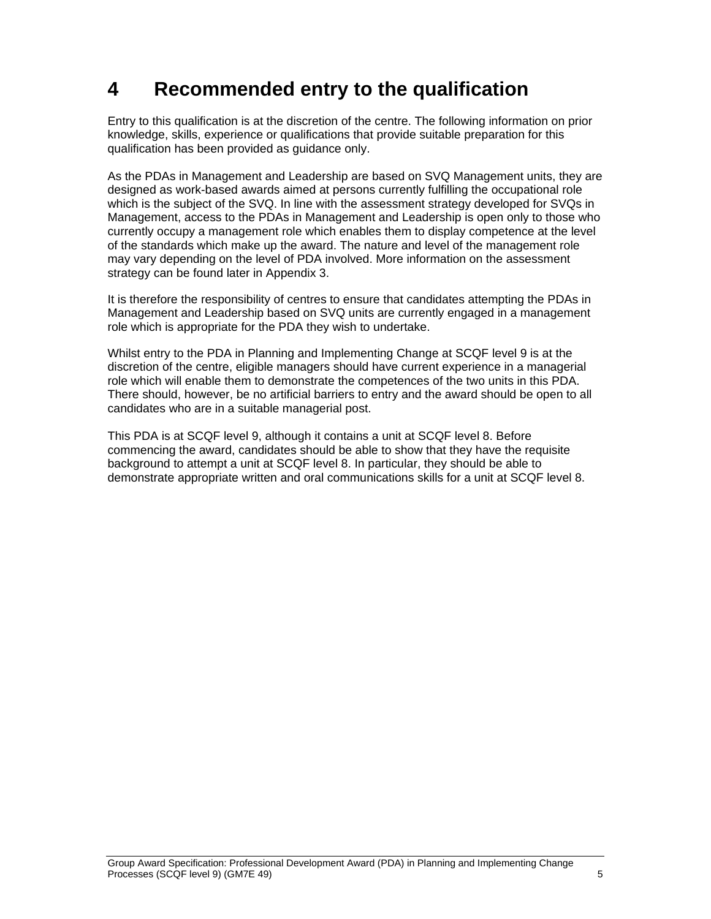# 4 Recommended entry to the qualification

Entry to this qualification is at the discretion of the centre. The following information on prior knowledge, skills, experience or qualifications that provide suitable preparation for this qualification has been provided as guidance only.

As the PDAs in Management and Leadership are based on SVQ Management units, they are designed as work-based awards aimed at persons currently fulfilling the occupational role which is the subject of the SVQ. In line with the assessment strategy developed for SVQs in Management, access to the PDAs in Management and Leadership is open only to those who currently occupy a management role which enables them to display competence at the level of the standards which make up the award. The nature and level of the management role may vary depending on the level of PDA involved. More information on the assessment strategy can be found later in Appendix 3.

It is therefore the responsibility of centres to ensure that candidates attempting the PDAs in Management and Leadership based on SVQ units are currently engaged in a management role which is appropriate for the PDA they wish to undertake.

Whilst entry to the PDA in Planning and Implementing Change at SCQF level 9 is at the discretion of the centre, eligible managers should have current experience in a managerial role which will enable them to demonstrate the competences of the two units in this PDA. There should, however, be no artificial barriers to entry and the award should be open to all candidates who are in a suitable managerial post.

This PDA is at SCQF level 9, although it contains a unit at SCQF level 8. Before commencing the award, candidates should be able to show that they have the requisite background to attempt a unit at SCQF level 8. In particular, they should be able to demonstrate appropriate written and oral communications skills for a unit at SCQF level 8.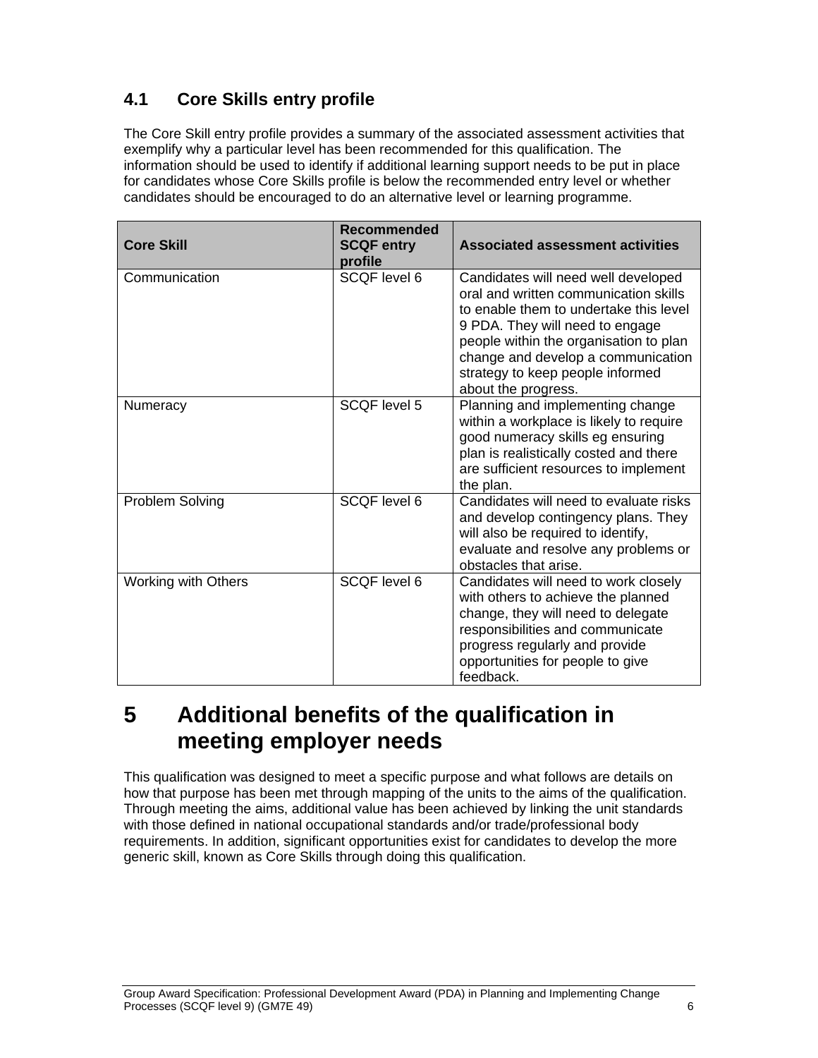### 4.1 Core Skills entry profile

The Core Skill entry profile provides a summary of the associated assessment activities that exemplify why a particular level has been recommended for this qualification. The information should be used to identify if additional learning support needs to be put in place for candidates whose Core Skills profile is below the recommended entry level or whether candidates should be encouraged to do an alternative level or learning programme.

| Core Skill | Recommended SCQF entry profile | Associated assessment activities |
|---|---|---|
| Communication | SCQF level 6 | Candidates will need well developed oral and written communication skills to enable them to undertake this level 9 PDA. They will need to engage people within the organisation to plan change and develop a communication strategy to keep people informed about the progress. |
| Numeracy | SCQF level 5 | Planning and implementing change within a workplace is likely to require good numeracy skills eg ensuring plan is realistically costed and there are sufficient resources to implement the plan. |
| Problem Solving | SCQF level 6 | Candidates will need to evaluate risks and develop contingency plans. They will also be required to identify, evaluate and resolve any problems or obstacles that arise. |
| Working with Others | SCQF level 6 | Candidates will need to work closely with others to achieve the planned change, they will need to delegate responsibilities and communicate progress regularly and provide opportunities for people to give feedback. |

# 5 Additional benefits of the qualification in meeting employer needs

This qualification was designed to meet a specific purpose and what follows are details on how that purpose has been met through mapping of the units to the aims of the qualification. Through meeting the aims, additional value has been achieved by linking the unit standards with those defined in national occupational standards and/or trade/professional body requirements. In addition, significant opportunities exist for candidates to develop the more generic skill, known as Core Skills through doing this qualification.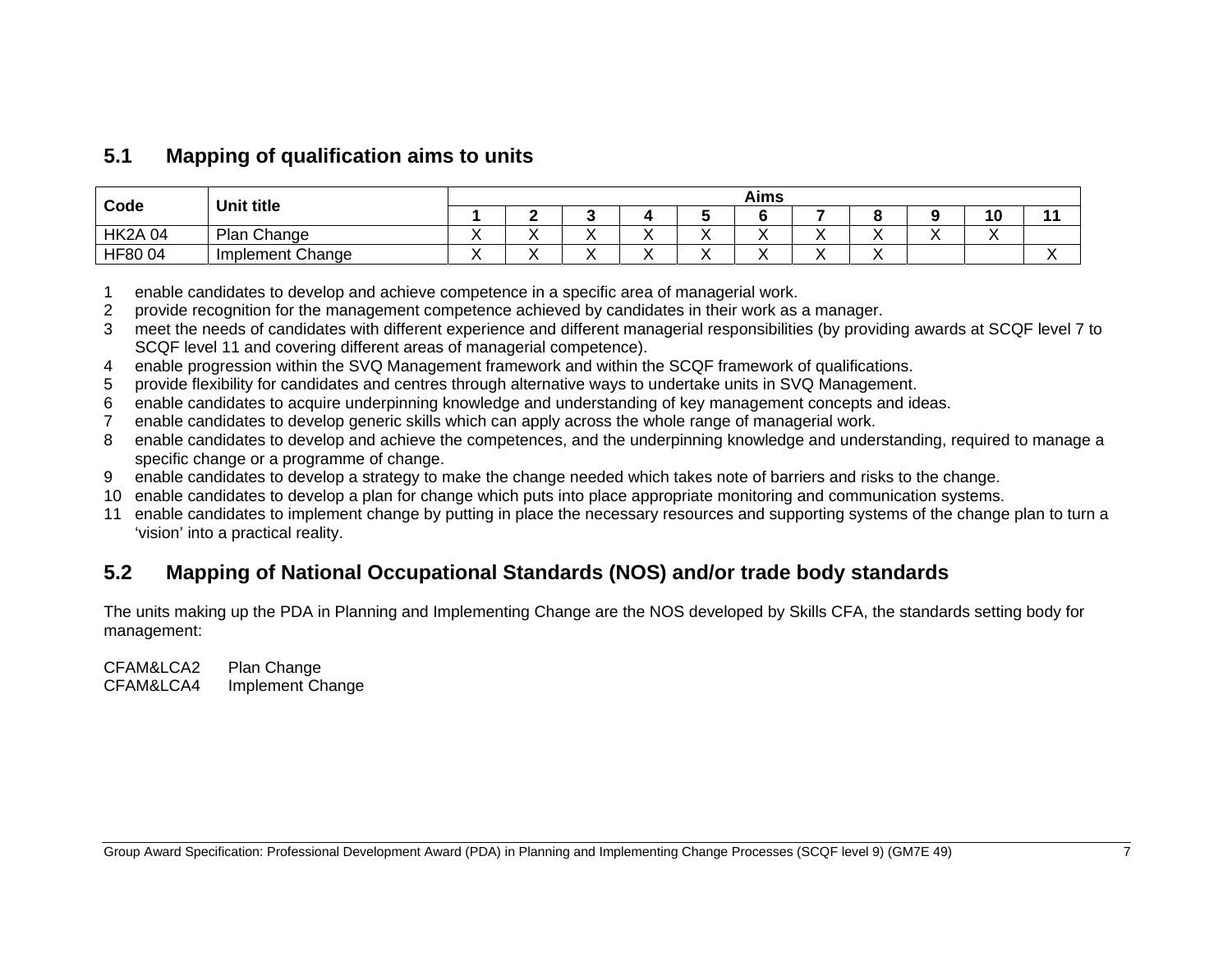## 5.1 Mapping of qualification aims to units

| Code | Unit title | Aims | | | | | | | | | | |
|---|---|---|---|---|---|---|---|---|---|---|---|---|
| | | 1 | 2 | 3 | 4 | 5 | 6 | 7 | 8 | 9 | 10 | 11 |
| HK2A 04 | Plan Change | X | X | X | X | X | X | X | X | X | X | |
| HF80 04 | Implement Change | X | X | X | X | X | X | X | X | | | X |

1. enable candidates to develop and achieve competence in a specific area of managerial work.
2. provide recognition for the management competence achieved by candidates in their work as a manager.
3. meet the needs of candidates with different experience and different managerial responsibilities (by providing awards at SCQF level 7 to SCQF level 11 and covering different areas of managerial competence).
4. enable progression within the SVQ Management framework and within the SCQF framework of qualifications.
5. provide flexibility for candidates and centres through alternative ways to undertake units in SVQ Management.
6. enable candidates to acquire underpinning knowledge and understanding of key management concepts and ideas.
7. enable candidates to develop generic skills which can apply across the whole range of managerial work.
8. enable candidates to develop and achieve the competences, and the underpinning knowledge and understanding, required to manage a specific change or a programme of change.
9. enable candidates to develop a strategy to make the change needed which takes note of barriers and risks to the change.
10. enable candidates to develop a plan for change which puts into place appropriate monitoring and communication systems.
11. enable candidates to implement change by putting in place the necessary resources and supporting systems of the change plan to turn a 'vision' into a practical reality.

## 5.2 Mapping of National Occupational Standards (NOS) and/or trade body standards

The units making up the PDA in Planning and Implementing Change are the NOS developed by Skills CFA, the standards setting body for management:

CFAM&LCA2 Plan Change
CFAM&LCA4 Implement Change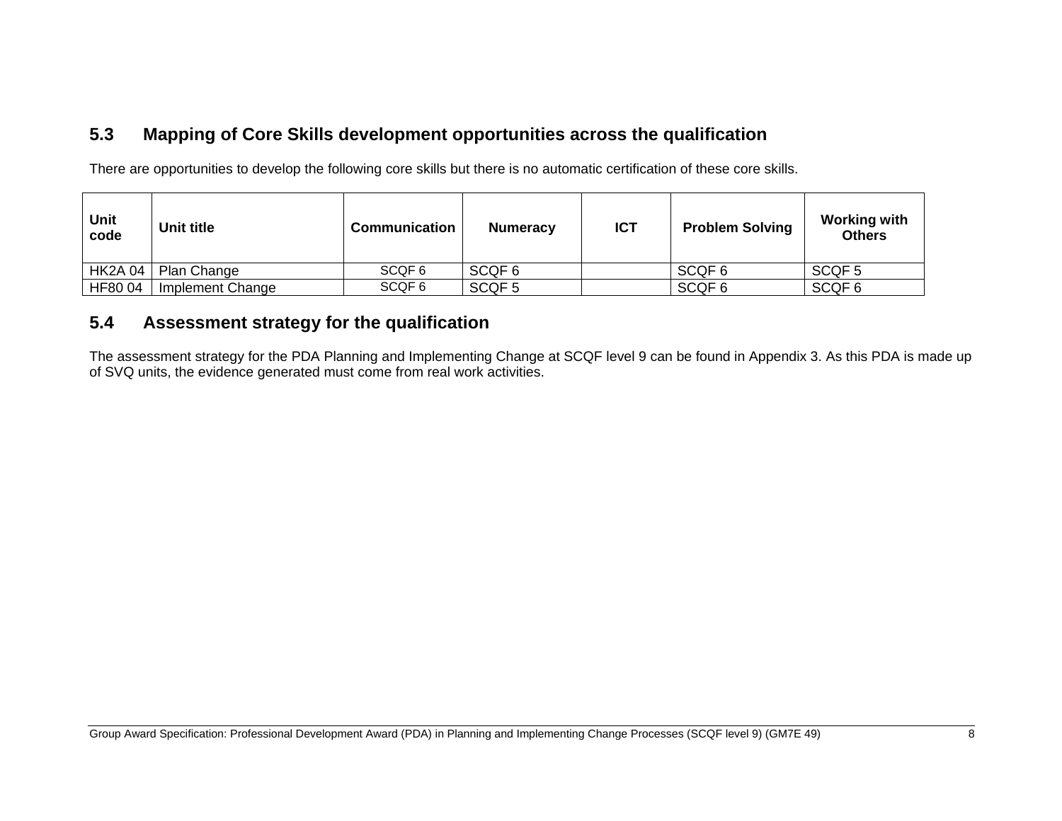## 5.3 Mapping of Core Skills development opportunities across the qualification

There are opportunities to develop the following core skills but there is no automatic certification of these core skills.

| Unit code | Unit title | Communication | Numeracy | ICT | Problem Solving | Working with Others |
|---|---|---|---|---|---|---|
| HK2A 04 | Plan Change | SCQF 6 | SCQF 6 | | SCQF 6 | SCQF 5 |
| HF80 04 | Implement Change | SCQF 6 | SCQF 5 | | SCQF 6 | SCQF 6 |

## 5.4 Assessment strategy for the qualification

The assessment strategy for the PDA Planning and Implementing Change at SCQF level 9 can be found in Appendix 3. As this PDA is made up of SVQ units, the evidence generated must come from real work activities.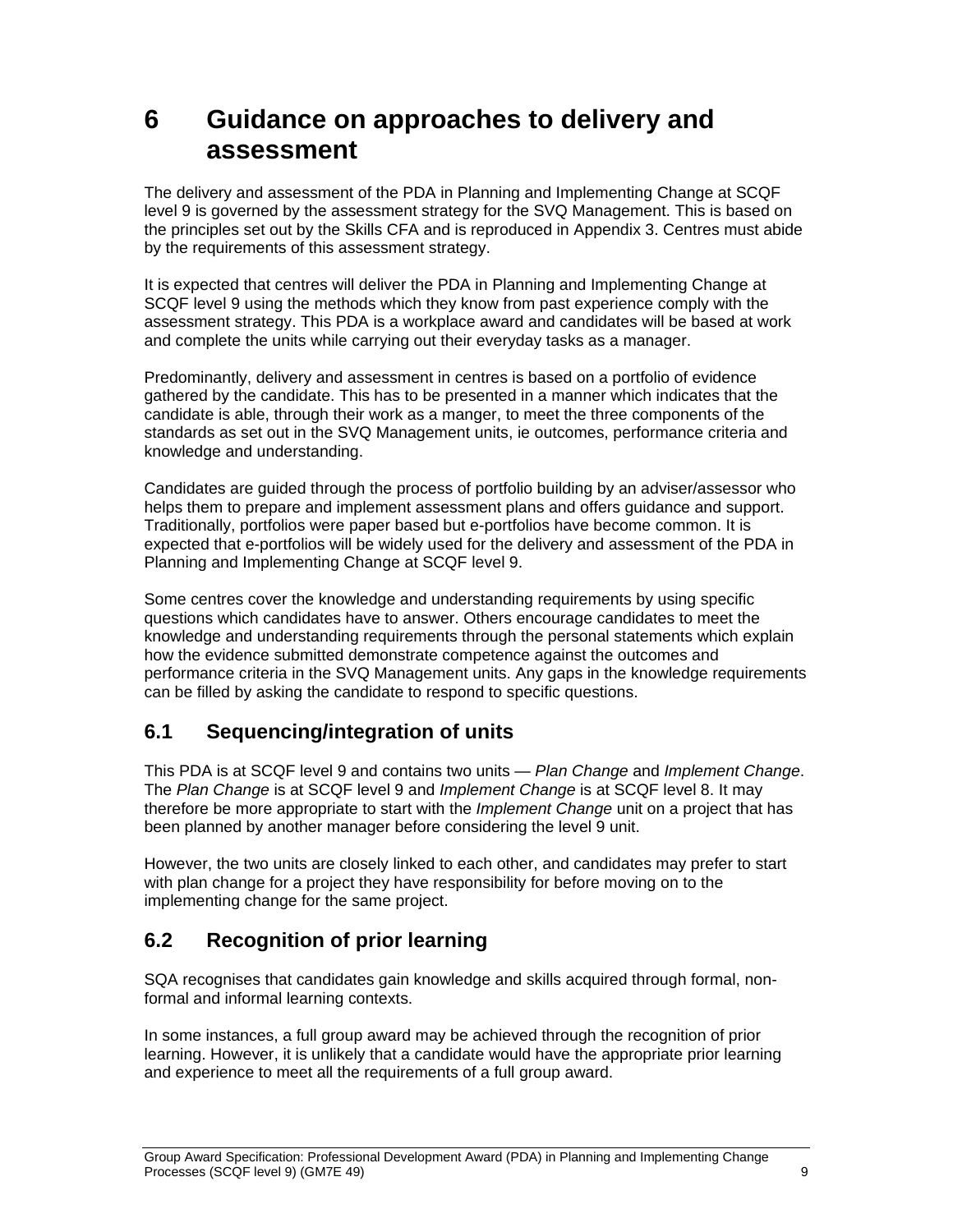# 6 Guidance on approaches to delivery and assessment

The delivery and assessment of the PDA in Planning and Implementing Change at SCQF level 9 is governed by the assessment strategy for the SVQ Management. This is based on the principles set out by the Skills CFA and is reproduced in Appendix 3. Centres must abide by the requirements of this assessment strategy.

It is expected that centres will deliver the PDA in Planning and Implementing Change at SCQF level 9 using the methods which they know from past experience comply with the assessment strategy. This PDA is a workplace award and candidates will be based at work and complete the units while carrying out their everyday tasks as a manager.

Predominantly, delivery and assessment in centres is based on a portfolio of evidence gathered by the candidate. This has to be presented in a manner which indicates that the candidate is able, through their work as a manger, to meet the three components of the standards as set out in the SVQ Management units, ie outcomes, performance criteria and knowledge and understanding.

Candidates are guided through the process of portfolio building by an adviser/assessor who helps them to prepare and implement assessment plans and offers guidance and support. Traditionally, portfolios were paper based but e-portfolios have become common. It is expected that e-portfolios will be widely used for the delivery and assessment of the PDA in Planning and Implementing Change at SCQF level 9.

Some centres cover the knowledge and understanding requirements by using specific questions which candidates have to answer. Others encourage candidates to meet the knowledge and understanding requirements through the personal statements which explain how the evidence submitted demonstrate competence against the outcomes and performance criteria in the SVQ Management units. Any gaps in the knowledge requirements can be filled by asking the candidate to respond to specific questions.

## 6.1 Sequencing/integration of units

This PDA is at SCQF level 9 and contains two units — *Plan Change* and *Implement Change*. The *Plan Change* is at SCQF level 9 and *Implement Change* is at SCQF level 8. It may therefore be more appropriate to start with the *Implement Change* unit on a project that has been planned by another manager before considering the level 9 unit.

However, the two units are closely linked to each other, and candidates may prefer to start with plan change for a project they have responsibility for before moving on to the implementing change for the same project.

## 6.2 Recognition of prior learning

SQA recognises that candidates gain knowledge and skills acquired through formal, non-formal and informal learning contexts.

In some instances, a full group award may be achieved through the recognition of prior learning. However, it is unlikely that a candidate would have the appropriate prior learning and experience to meet all the requirements of a full group award.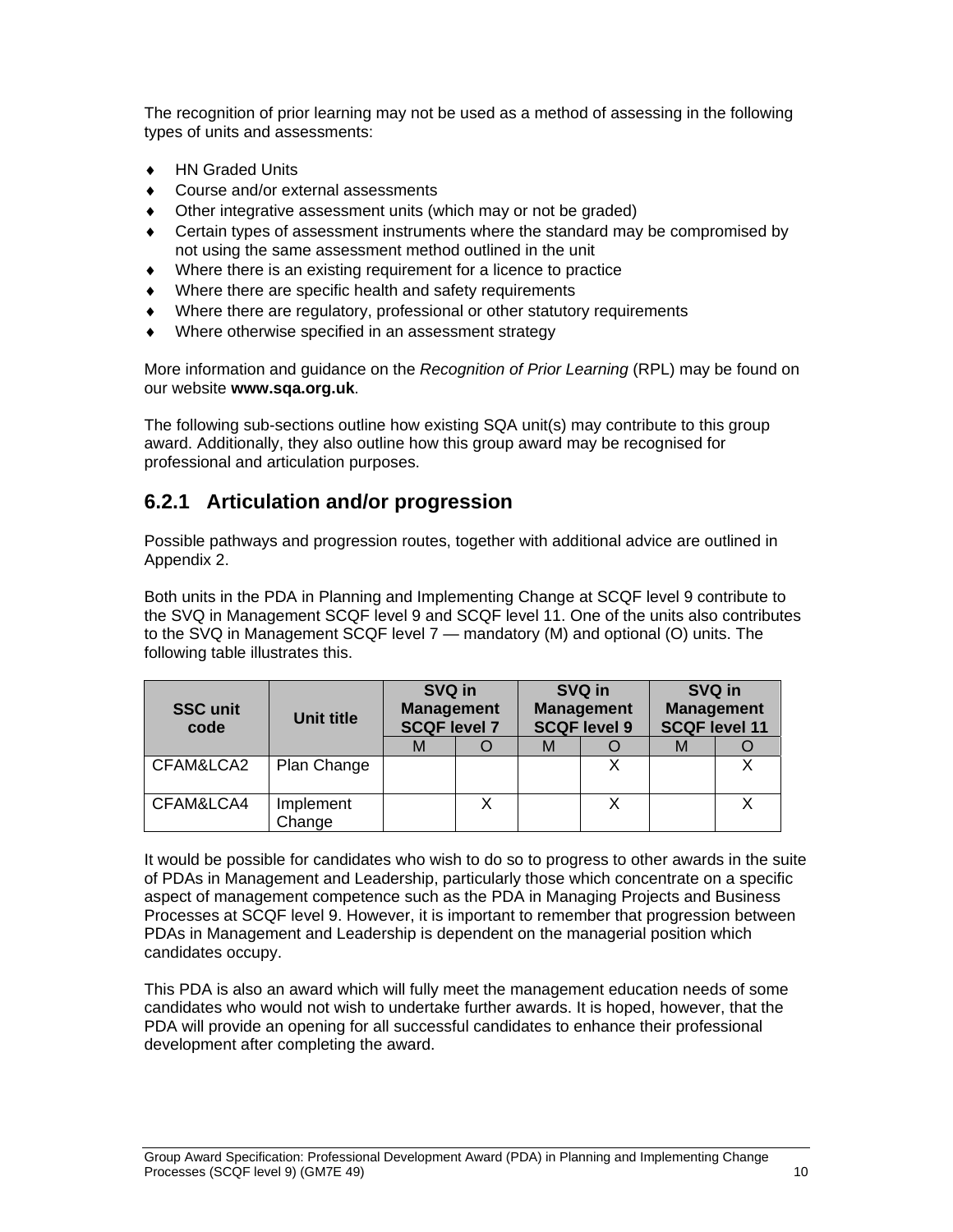The recognition of prior learning may not be used as a method of assessing in the following types of units and assessments:

- HN Graded Units
- Course and/or external assessments
- Other integrative assessment units (which may or not be graded)
- Certain types of assessment instruments where the standard may be compromised by not using the same assessment method outlined in the unit
- Where there is an existing requirement for a licence to practice
- Where there are specific health and safety requirements
- Where there are regulatory, professional or other statutory requirements
- Where otherwise specified in an assessment strategy

More information and guidance on the *Recognition of Prior Learning* (RPL) may be found on our website **www.sqa.org.uk**.

The following sub-sections outline how existing SQA unit(s) may contribute to this group award. Additionally, they also outline how this group award may be recognised for professional and articulation purposes.

### 6.2.1 Articulation and/or progression

Possible pathways and progression routes, together with additional advice are outlined in Appendix 2.

Both units in the PDA in Planning and Implementing Change at SCQF level 9 contribute to the SVQ in Management SCQF level 9 and SCQF level 11. One of the units also contributes to the SVQ in Management SCQF level 7 — mandatory (M) and optional (O) units. The following table illustrates this.

| SSC unit code | Unit title | SVQ in Management SCQF level 7 | | SVQ in Management SCQF level 9 | | SVQ in Management SCQF level 11 | |
|---|---|---|---|---|---|---|---|
| | | M | O | M | O | M | O |
| CFAM&LCA2 | Plan Change | | | | X | | X |
| CFAM&LCA4 | Implement Change | | X | | X | | X |

It would be possible for candidates who wish to do so to progress to other awards in the suite of PDAs in Management and Leadership, particularly those which concentrate on a specific aspect of management competence such as the PDA in Managing Projects and Business Processes at SCQF level 9. However, it is important to remember that progression between PDAs in Management and Leadership is dependent on the managerial position which candidates occupy.

This PDA is also an award which will fully meet the management education needs of some candidates who would not wish to undertake further awards. It is hoped, however, that the PDA will provide an opening for all successful candidates to enhance their professional development after completing the award.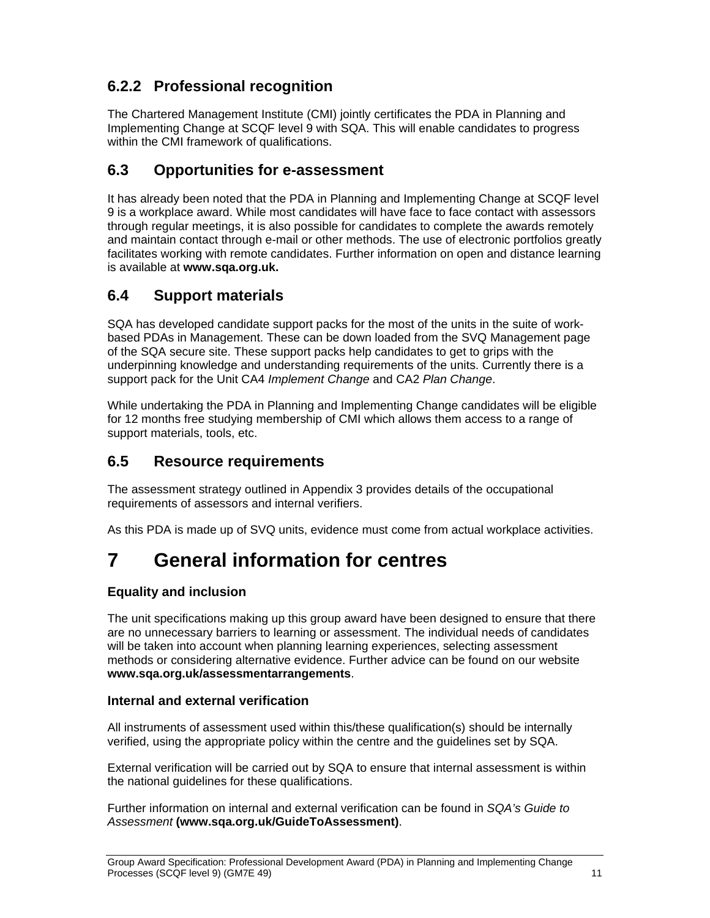### 6.2.2 Professional recognition

The Chartered Management Institute (CMI) jointly certificates the PDA in Planning and Implementing Change at SCQF level 9 with SQA. This will enable candidates to progress within the CMI framework of qualifications.

## 6.3 Opportunities for e-assessment

It has already been noted that the PDA in Planning and Implementing Change at SCQF level 9 is a workplace award. While most candidates will have face to face contact with assessors through regular meetings, it is also possible for candidates to complete the awards remotely and maintain contact through e-mail or other methods. The use of electronic portfolios greatly facilitates working with remote candidates. Further information on open and distance learning is available at **www.sqa.org.uk.**

## 6.4 Support materials

SQA has developed candidate support packs for the most of the units in the suite of work-based PDAs in Management. These can be down loaded from the SVQ Management page of the SQA secure site. These support packs help candidates to get to grips with the underpinning knowledge and understanding requirements of the units. Currently there is a support pack for the Unit CA4 *Implement Change* and CA2 *Plan Change*.

While undertaking the PDA in Planning and Implementing Change candidates will be eligible for 12 months free studying membership of CMI which allows them access to a range of support materials, tools, etc.

## 6.5 Resource requirements

The assessment strategy outlined in Appendix 3 provides details of the occupational requirements of assessors and internal verifiers.

As this PDA is made up of SVQ units, evidence must come from actual workplace activities.

# 7 General information for centres

### Equality and inclusion

The unit specifications making up this group award have been designed to ensure that there are no unnecessary barriers to learning or assessment. The individual needs of candidates will be taken into account when planning learning experiences, selecting assessment methods or considering alternative evidence. Further advice can be found on our website **www.sqa.org.uk/assessmentarrangements**.

### Internal and external verification

All instruments of assessment used within this/these qualification(s) should be internally verified, using the appropriate policy within the centre and the guidelines set by SQA.

External verification will be carried out by SQA to ensure that internal assessment is within the national guidelines for these qualifications.

Further information on internal and external verification can be found in *SQA's Guide to Assessment* **(www.sqa.org.uk/GuideToAssessment)**.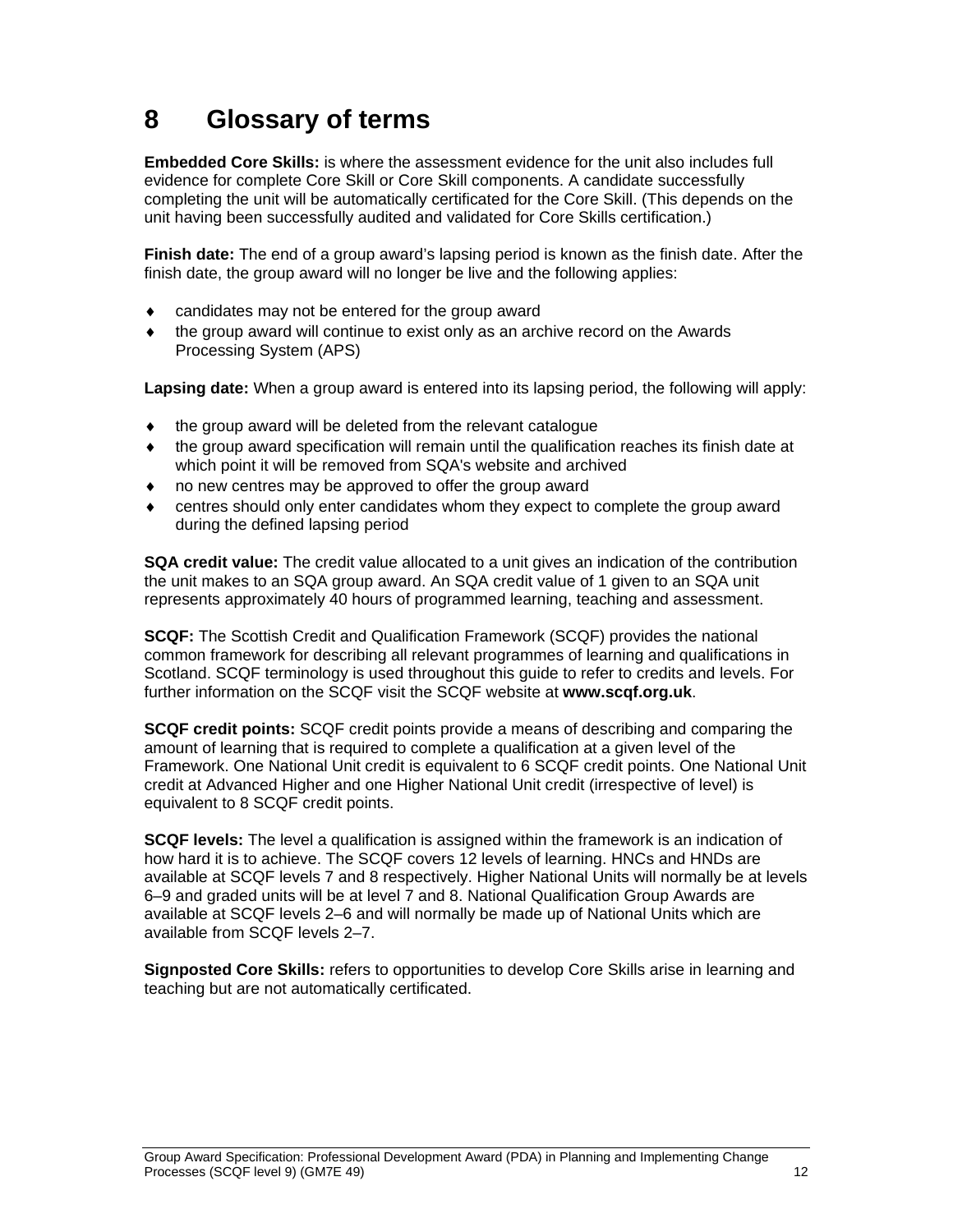# 8 Glossary of terms

**Embedded Core Skills:** is where the assessment evidence for the unit also includes full evidence for complete Core Skill or Core Skill components. A candidate successfully completing the unit will be automatically certificated for the Core Skill. (This depends on the unit having been successfully audited and validated for Core Skills certification.)

**Finish date:** The end of a group award's lapsing period is known as the finish date. After the finish date, the group award will no longer be live and the following applies:

- candidates may not be entered for the group award
- the group award will continue to exist only as an archive record on the Awards Processing System (APS)

**Lapsing date:** When a group award is entered into its lapsing period, the following will apply:

- the group award will be deleted from the relevant catalogue
- the group award specification will remain until the qualification reaches its finish date at which point it will be removed from SQA's website and archived
- no new centres may be approved to offer the group award
- centres should only enter candidates whom they expect to complete the group award during the defined lapsing period

**SQA credit value:** The credit value allocated to a unit gives an indication of the contribution the unit makes to an SQA group award. An SQA credit value of 1 given to an SQA unit represents approximately 40 hours of programmed learning, teaching and assessment.

**SCQF:** The Scottish Credit and Qualification Framework (SCQF) provides the national common framework for describing all relevant programmes of learning and qualifications in Scotland. SCQF terminology is used throughout this guide to refer to credits and levels. For further information on the SCQF visit the SCQF website at **www.scqf.org.uk**.

**SCQF credit points:** SCQF credit points provide a means of describing and comparing the amount of learning that is required to complete a qualification at a given level of the Framework. One National Unit credit is equivalent to 6 SCQF credit points. One National Unit credit at Advanced Higher and one Higher National Unit credit (irrespective of level) is equivalent to 8 SCQF credit points.

**SCQF levels:** The level a qualification is assigned within the framework is an indication of how hard it is to achieve. The SCQF covers 12 levels of learning. HNCs and HNDs are available at SCQF levels 7 and 8 respectively. Higher National Units will normally be at levels 6–9 and graded units will be at level 7 and 8. National Qualification Group Awards are available at SCQF levels 2–6 and will normally be made up of National Units which are available from SCQF levels 2–7.

**Signposted Core Skills:** refers to opportunities to develop Core Skills arise in learning and teaching but are not automatically certificated.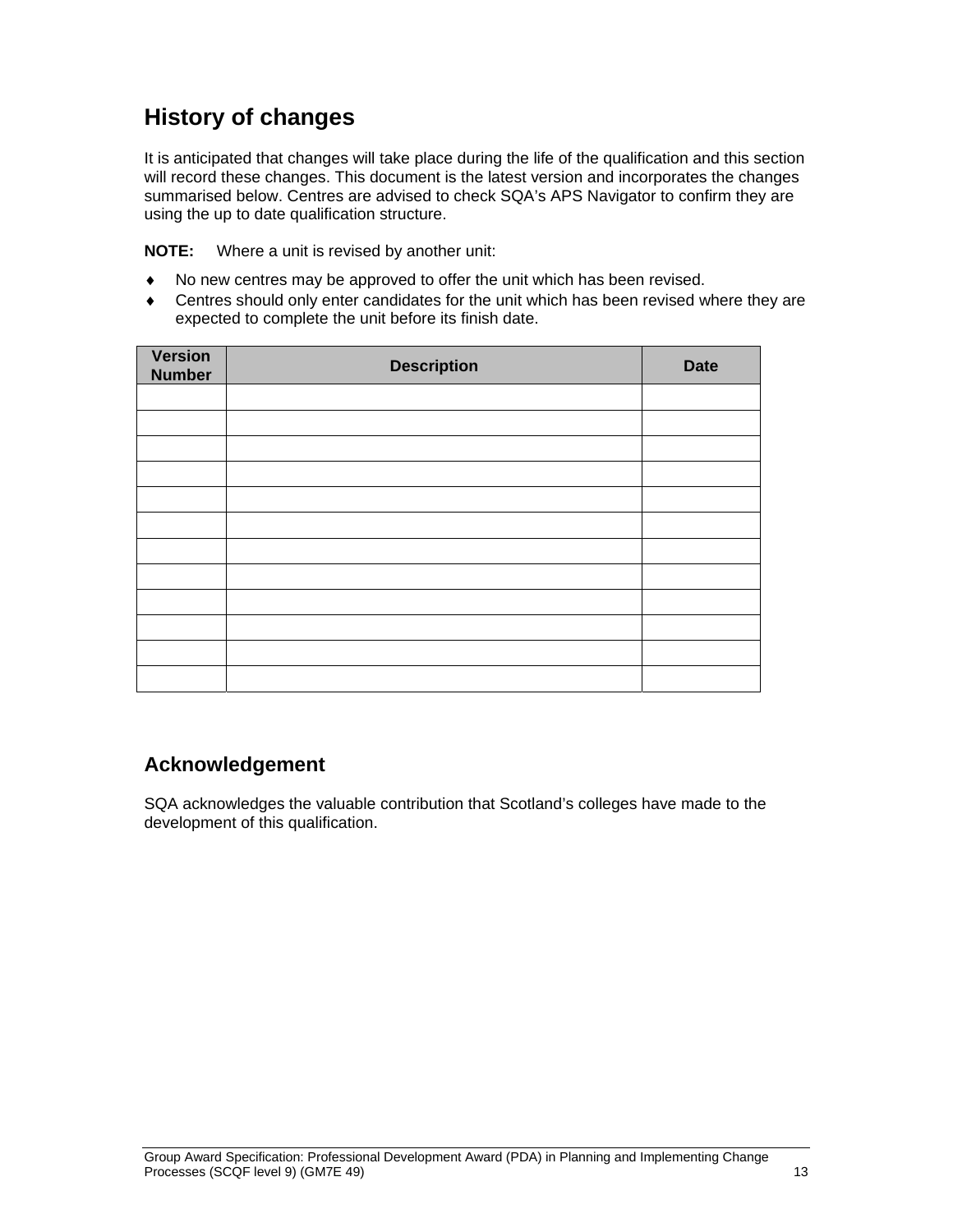## History of changes

It is anticipated that changes will take place during the life of the qualification and this section will record these changes. This document is the latest version and incorporates the changes summarised below. Centres are advised to check SQA's APS Navigator to confirm they are using the up to date qualification structure.

**NOTE:** Where a unit is revised by another unit:

- No new centres may be approved to offer the unit which has been revised.
- Centres should only enter candidates for the unit which has been revised where they are expected to complete the unit before its finish date.

| Version Number | Description | Date |
|---|---|---|
| | | |
| | | |
| | | |
| | | |
| | | |
| | | |
| | | |
| | | |
| | | |
| | | |
| | | |
| | | |

## Acknowledgement

SQA acknowledges the valuable contribution that Scotland's colleges have made to the development of this qualification.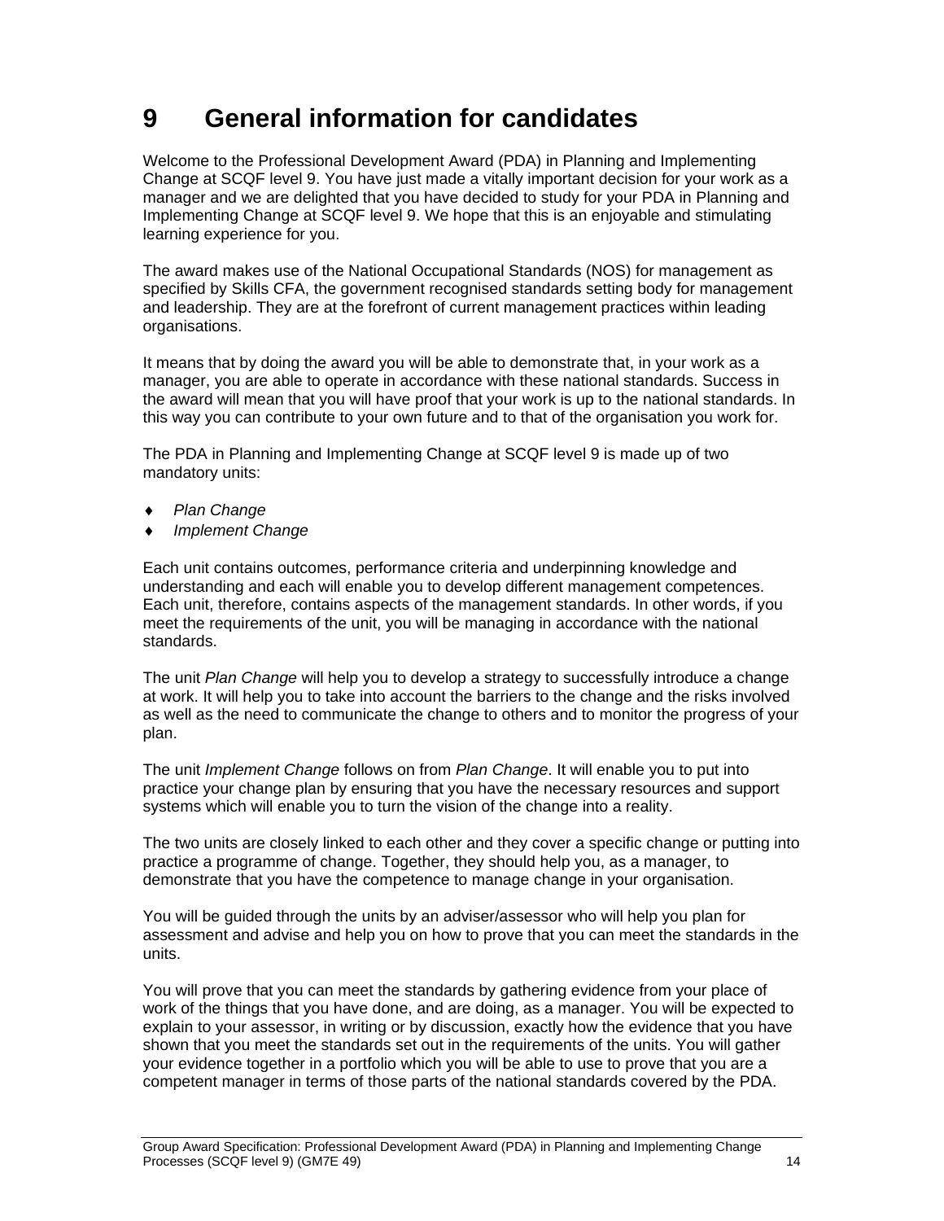# 9 General information for candidates

Welcome to the Professional Development Award (PDA) in Planning and Implementing Change at SCQF level 9. You have just made a vitally important decision for your work as a manager and we are delighted that you have decided to study for your PDA in Planning and Implementing Change at SCQF level 9. We hope that this is an enjoyable and stimulating learning experience for you.

The award makes use of the National Occupational Standards (NOS) for management as specified by Skills CFA, the government recognised standards setting body for management and leadership. They are at the forefront of current management practices within leading organisations.

It means that by doing the award you will be able to demonstrate that, in your work as a manager, you are able to operate in accordance with these national standards. Success in the award will mean that you will have proof that your work is up to the national standards. In this way you can contribute to your own future and to that of the organisation you work for.

The PDA in Planning and Implementing Change at SCQF level 9 is made up of two mandatory units:

- *Plan Change*
- *Implement Change*

Each unit contains outcomes, performance criteria and underpinning knowledge and understanding and each will enable you to develop different management competences. Each unit, therefore, contains aspects of the management standards. In other words, if you meet the requirements of the unit, you will be managing in accordance with the national standards.

The unit *Plan Change* will help you to develop a strategy to successfully introduce a change at work. It will help you to take into account the barriers to the change and the risks involved as well as the need to communicate the change to others and to monitor the progress of your plan.

The unit *Implement Change* follows on from *Plan Change*. It will enable you to put into practice your change plan by ensuring that you have the necessary resources and support systems which will enable you to turn the vision of the change into a reality.

The two units are closely linked to each other and they cover a specific change or putting into practice a programme of change. Together, they should help you, as a manager, to demonstrate that you have the competence to manage change in your organisation.

You will be guided through the units by an adviser/assessor who will help you plan for assessment and advise and help you on how to prove that you can meet the standards in the units.

You will prove that you can meet the standards by gathering evidence from your place of work of the things that you have done, and are doing, as a manager. You will be expected to explain to your assessor, in writing or by discussion, exactly how the evidence that you have shown that you meet the standards set out in the requirements of the units. You will gather your evidence together in a portfolio which you will be able to use to prove that you are a competent manager in terms of those parts of the national standards covered by the PDA.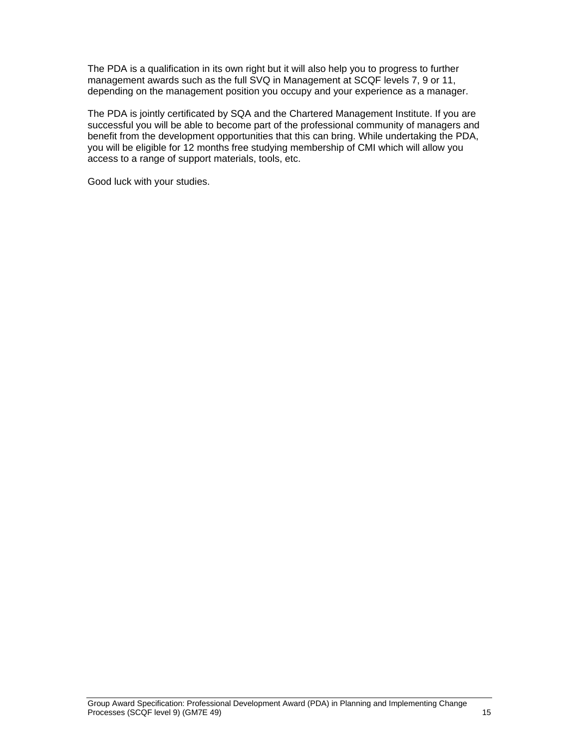The PDA is a qualification in its own right but it will also help you to progress to further management awards such as the full SVQ in Management at SCQF levels 7, 9 or 11, depending on the management position you occupy and your experience as a manager.

The PDA is jointly certificated by SQA and the Chartered Management Institute. If you are successful you will be able to become part of the professional community of managers and benefit from the development opportunities that this can bring. While undertaking the PDA, you will be eligible for 12 months free studying membership of CMI which will allow you access to a range of support materials, tools, etc.

Good luck with your studies.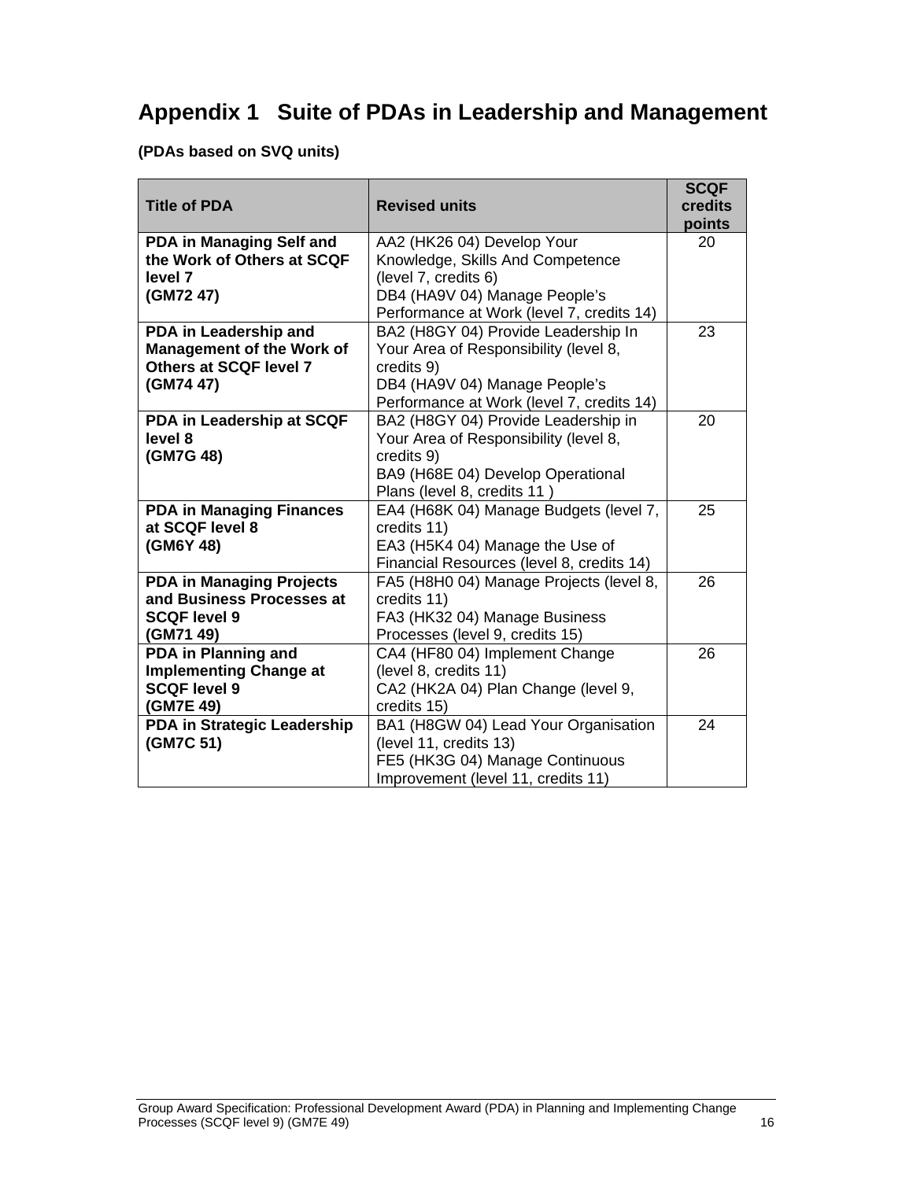# Appendix 1 Suite of PDAs in Leadership and Management

**(PDAs based on SVQ units)**

| Title of PDA | Revised units | SCQF credits points |
|---|---|---|
| **PDA in Managing Self and the Work of Others at SCQF level 7 (GM72 47)** | AA2 (HK26 04) Develop Your Knowledge, Skills And Competence (level 7, credits 6)<br>DB4 (HA9V 04) Manage People's Performance at Work (level 7, credits 14) | 20 |
| **PDA in Leadership and Management of the Work of Others at SCQF level 7 (GM74 47)** | BA2 (H8GY 04) Provide Leadership In Your Area of Responsibility (level 8, credits 9)<br>DB4 (HA9V 04) Manage People's Performance at Work (level 7, credits 14) | 23 |
| **PDA in Leadership at SCQF level 8 (GM7G 48)** | BA2 (H8GY 04) Provide Leadership in Your Area of Responsibility (level 8, credits 9)<br>BA9 (H68E 04) Develop Operational Plans (level 8, credits 11 ) | 20 |
| **PDA in Managing Finances at SCQF level 8 (GM6Y 48)** | EA4 (H68K 04) Manage Budgets (level 7, credits 11)<br>EA3 (H5K4 04) Manage the Use of Financial Resources (level 8, credits 14) | 25 |
| **PDA in Managing Projects and Business Processes at SCQF level 9 (GM71 49)** | FA5 (H8H0 04) Manage Projects (level 8, credits 11)<br>FA3 (HK32 04) Manage Business Processes (level 9, credits 15) | 26 |
| **PDA in Planning and Implementing Change at SCQF level 9 (GM7E 49)** | CA4 (HF80 04) Implement Change (level 8, credits 11)<br>CA2 (HK2A 04) Plan Change (level 9, credits 15) | 26 |
| **PDA in Strategic Leadership (GM7C 51)** | BA1 (H8GW 04) Lead Your Organisation (level 11, credits 13)<br>FE5 (HK3G 04) Manage Continuous Improvement (level 11, credits 11) | 24 |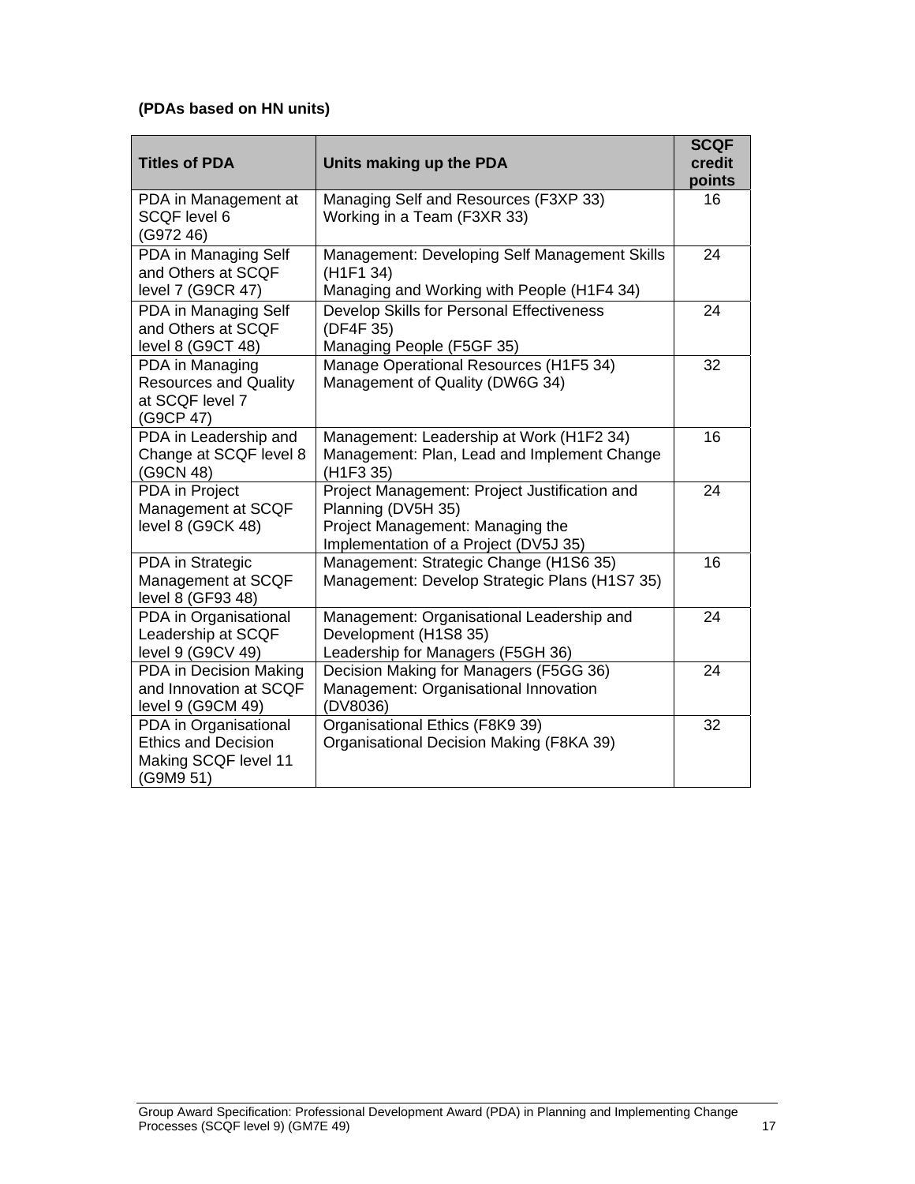**(PDAs based on HN units)**

| Titles of PDA | Units making up the PDA | SCQF credit points |
|---|---|---|
| PDA in Management at SCQF level 6 (G972 46) | Managing Self and Resources (F3XP 33)<br>Working in a Team (F3XR 33) | 16 |
| PDA in Managing Self and Others at SCQF level 7 (G9CR 47) | Management: Developing Self Management Skills (H1F1 34)<br>Managing and Working with People (H1F4 34) | 24 |
| PDA in Managing Self and Others at SCQF level 8 (G9CT 48) | Develop Skills for Personal Effectiveness (DF4F 35)<br>Managing People (F5GF 35) | 24 |
| PDA in Managing Resources and Quality at SCQF level 7 (G9CP 47) | Manage Operational Resources (H1F5 34)<br>Management of Quality (DW6G 34) | 32 |
| PDA in Leadership and Change at SCQF level 8 (G9CN 48) | Management: Leadership at Work (H1F2 34)<br>Management: Plan, Lead and Implement Change (H1F3 35) | 16 |
| PDA in Project Management at SCQF level 8 (G9CK 48) | Project Management: Project Justification and Planning (DV5H 35)<br>Project Management: Managing the Implementation of a Project (DV5J 35) | 24 |
| PDA in Strategic Management at SCQF level 8 (GF93 48) | Management: Strategic Change (H1S6 35)<br>Management: Develop Strategic Plans (H1S7 35) | 16 |
| PDA in Organisational Leadership at SCQF level 9 (G9CV 49) | Management: Organisational Leadership and Development (H1S8 35)<br>Leadership for Managers (F5GH 36) | 24 |
| PDA in Decision Making and Innovation at SCQF level 9 (G9CM 49) | Decision Making for Managers (F5GG 36)<br>Management: Organisational Innovation (DV8036) | 24 |
| PDA in Organisational Ethics and Decision Making SCQF level 11 (G9M9 51) | Organisational Ethics (F8K9 39)<br>Organisational Decision Making (F8KA 39) | 32 |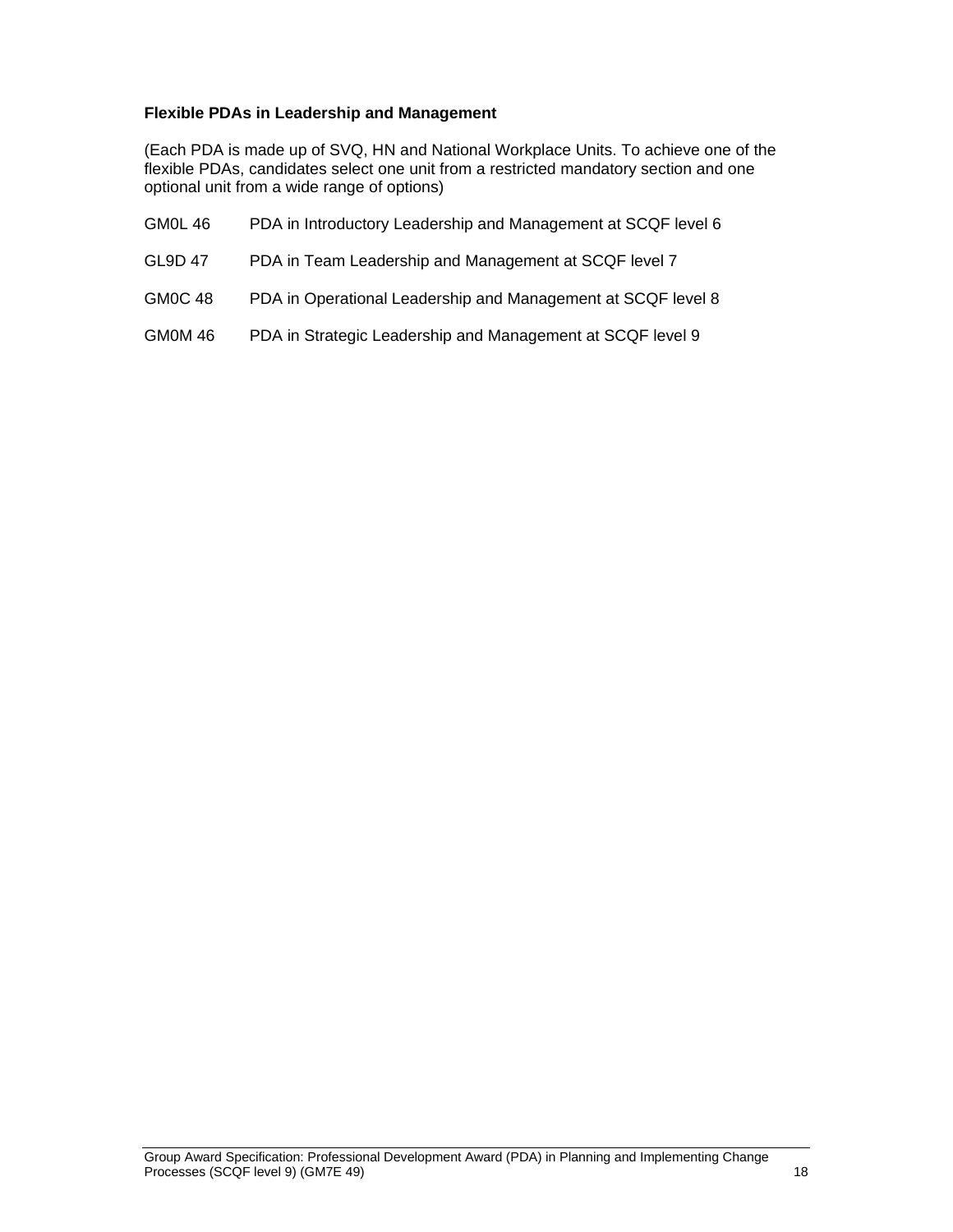**Flexible PDAs in Leadership and Management**

(Each PDA is made up of SVQ, HN and National Workplace Units. To achieve one of the flexible PDAs, candidates select one unit from a restricted mandatory section and one optional unit from a wide range of options)

| | |
|---|---|
| GM0L 46 | PDA in Introductory Leadership and Management at SCQF level 6 |
| GL9D 47 | PDA in Team Leadership and Management at SCQF level 7 |
| GM0C 48 | PDA in Operational Leadership and Management at SCQF level 8 |
| GM0M 46 | PDA in Strategic Leadership and Management at SCQF level 9 |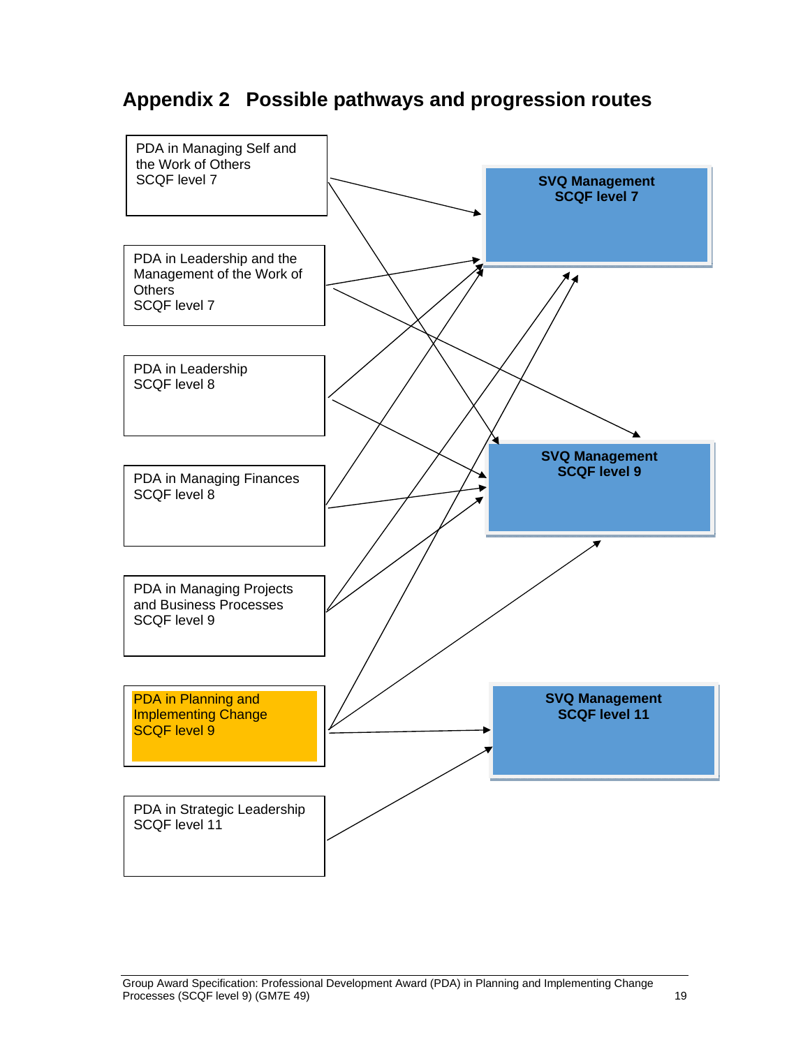# Appendix 2 Possible pathways and progression routes

PDA in Managing Self and the Work of Others
SCQF level 7

PDA in Leadership and the Management of the Work of Others
SCQF level 7

PDA in Leadership
SCQF level 8

PDA in Managing Finances
SCQF level 8

PDA in Managing Projects and Business Processes
SCQF level 9

PDA in Planning and Implementing Change
SCQF level 9

PDA in Strategic Leadership
SCQF level 11

**SVQ Management**
**SCQF level 7**

**SVQ Management**
**SCQF level 9**

**SVQ Management**
**SCQF level 11**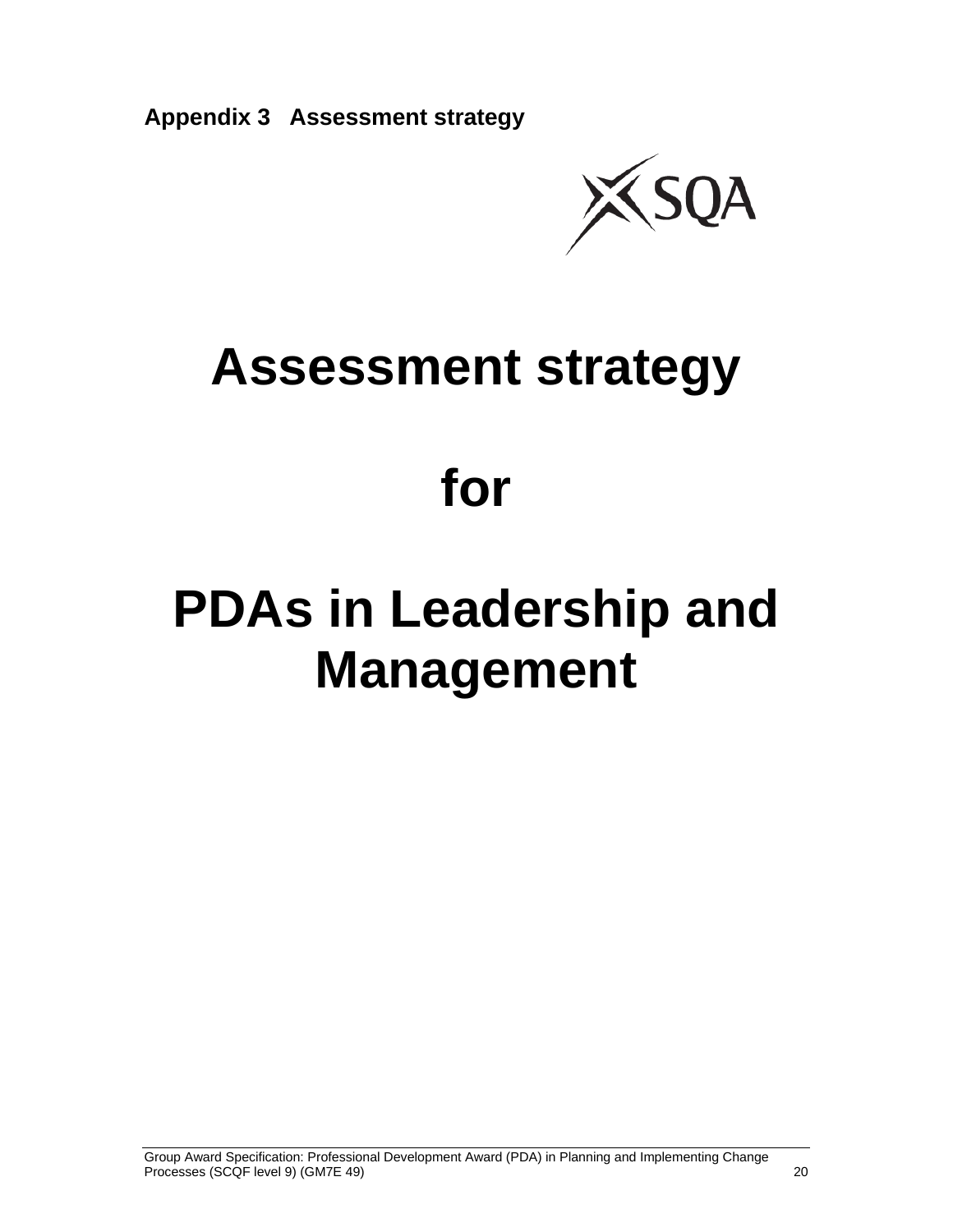**Appendix 3 Assessment strategy**

# Assessment strategy

# for

# PDAs in Leadership and Management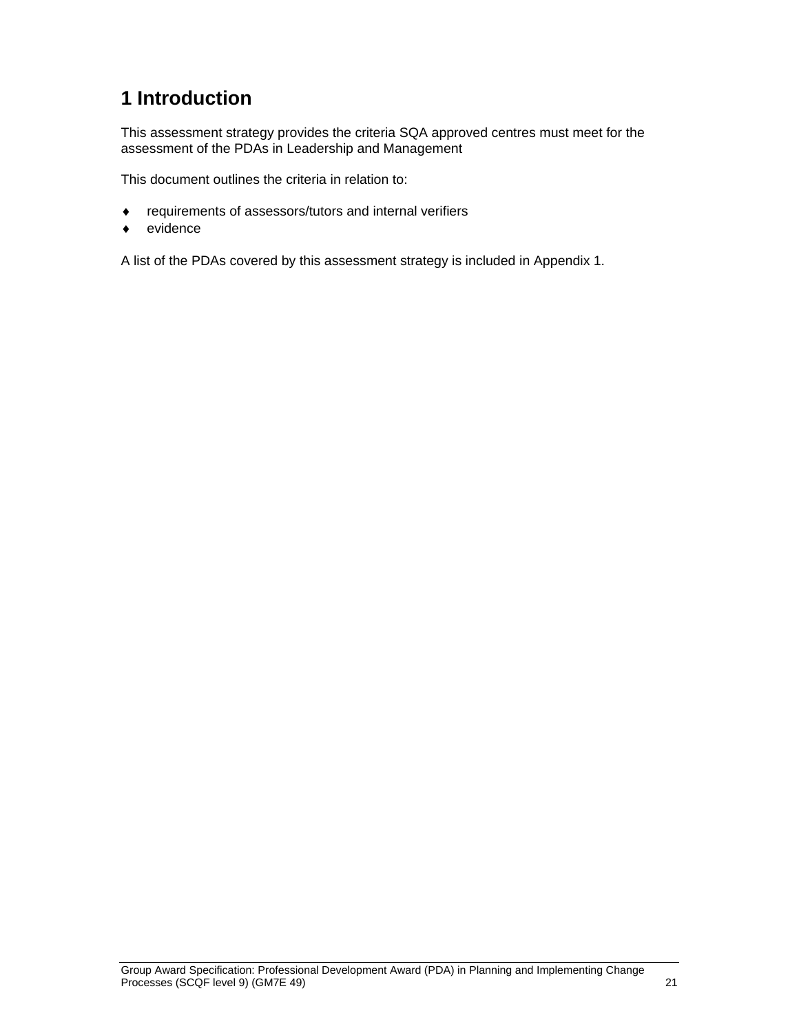# 1 Introduction

This assessment strategy provides the criteria SQA approved centres must meet for the assessment of the PDAs in Leadership and Management

This document outlines the criteria in relation to:

- requirements of assessors/tutors and internal verifiers
- evidence

A list of the PDAs covered by this assessment strategy is included in Appendix 1.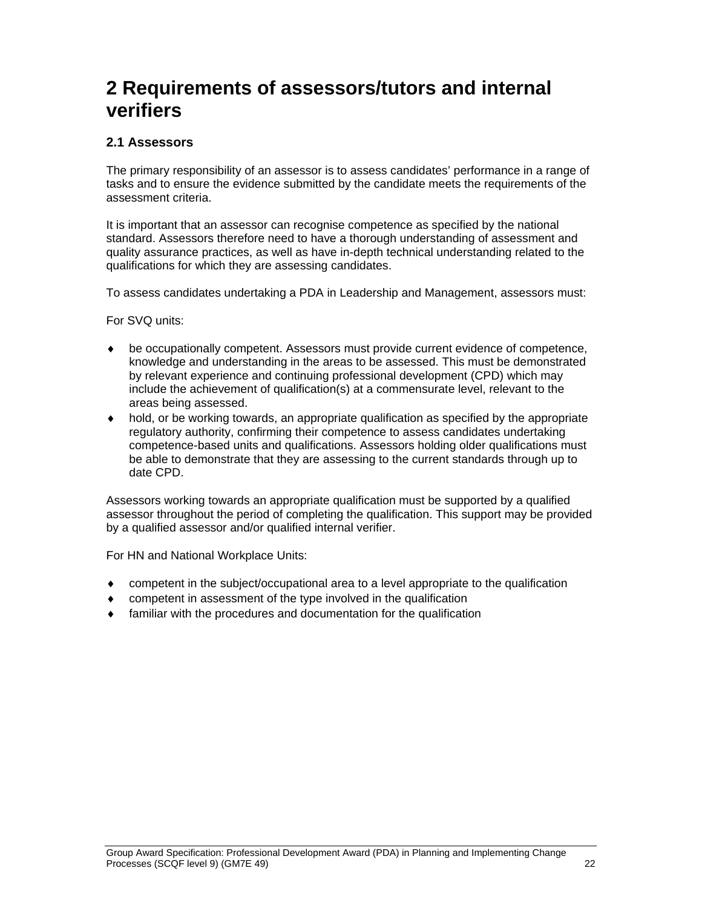# 2 Requirements of assessors/tutors and internal verifiers

## 2.1 Assessors

The primary responsibility of an assessor is to assess candidates' performance in a range of tasks and to ensure the evidence submitted by the candidate meets the requirements of the assessment criteria.

It is important that an assessor can recognise competence as specified by the national standard. Assessors therefore need to have a thorough understanding of assessment and quality assurance practices, as well as have in-depth technical understanding related to the qualifications for which they are assessing candidates.

To assess candidates undertaking a PDA in Leadership and Management, assessors must:

For SVQ units:

- be occupationally competent. Assessors must provide current evidence of competence, knowledge and understanding in the areas to be assessed. This must be demonstrated by relevant experience and continuing professional development (CPD) which may include the achievement of qualification(s) at a commensurate level, relevant to the areas being assessed.
- hold, or be working towards, an appropriate qualification as specified by the appropriate regulatory authority, confirming their competence to assess candidates undertaking competence-based units and qualifications. Assessors holding older qualifications must be able to demonstrate that they are assessing to the current standards through up to date CPD.

Assessors working towards an appropriate qualification must be supported by a qualified assessor throughout the period of completing the qualification. This support may be provided by a qualified assessor and/or qualified internal verifier.

For HN and National Workplace Units:

- competent in the subject/occupational area to a level appropriate to the qualification
- competent in assessment of the type involved in the qualification
- familiar with the procedures and documentation for the qualification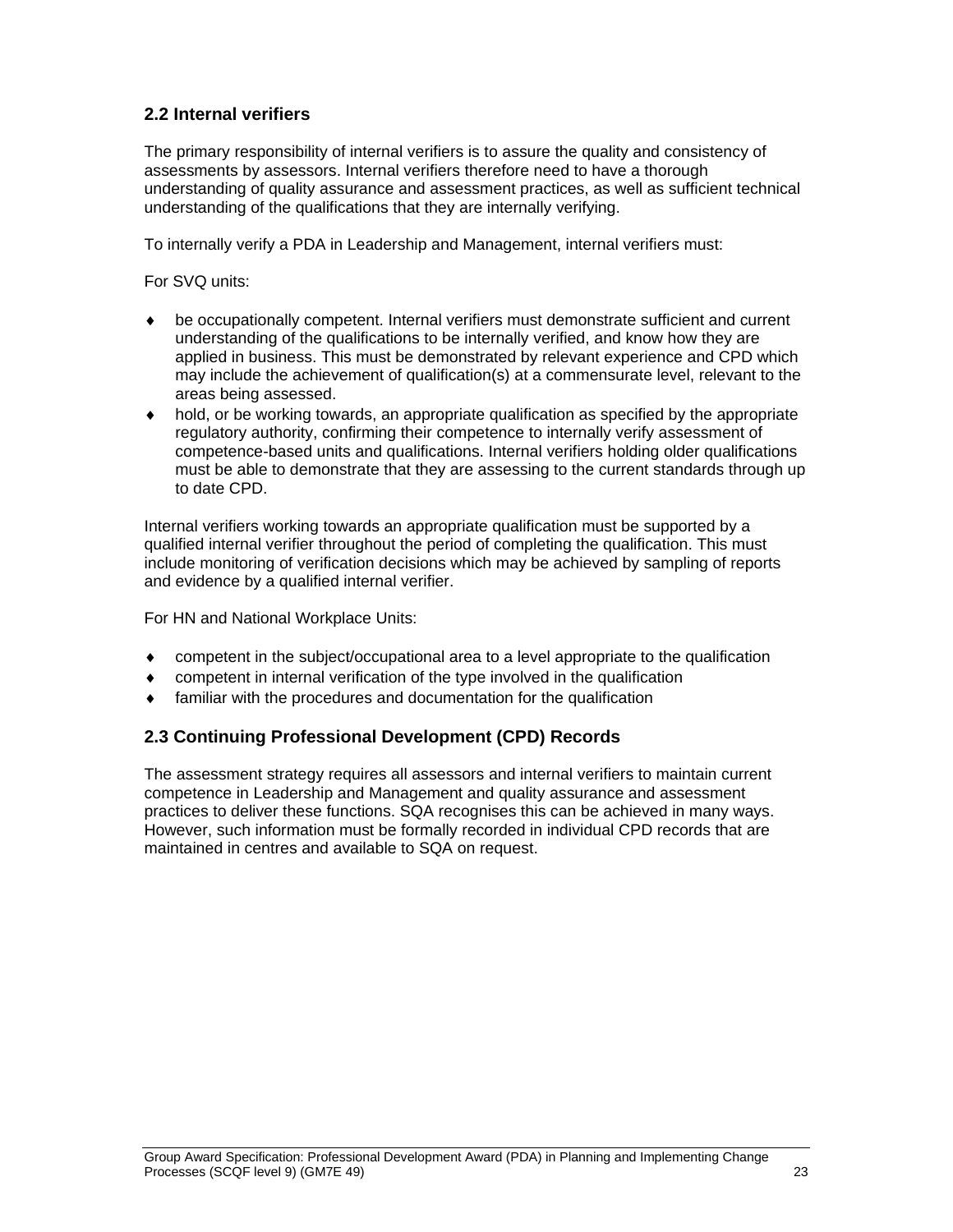## 2.2 Internal verifiers

The primary responsibility of internal verifiers is to assure the quality and consistency of assessments by assessors. Internal verifiers therefore need to have a thorough understanding of quality assurance and assessment practices, as well as sufficient technical understanding of the qualifications that they are internally verifying.

To internally verify a PDA in Leadership and Management, internal verifiers must:

For SVQ units:

- be occupationally competent. Internal verifiers must demonstrate sufficient and current understanding of the qualifications to be internally verified, and know how they are applied in business. This must be demonstrated by relevant experience and CPD which may include the achievement of qualification(s) at a commensurate level, relevant to the areas being assessed.
- hold, or be working towards, an appropriate qualification as specified by the appropriate regulatory authority, confirming their competence to internally verify assessment of competence-based units and qualifications. Internal verifiers holding older qualifications must be able to demonstrate that they are assessing to the current standards through up to date CPD.

Internal verifiers working towards an appropriate qualification must be supported by a qualified internal verifier throughout the period of completing the qualification. This must include monitoring of verification decisions which may be achieved by sampling of reports and evidence by a qualified internal verifier.

For HN and National Workplace Units:

- competent in the subject/occupational area to a level appropriate to the qualification
- competent in internal verification of the type involved in the qualification
- familiar with the procedures and documentation for the qualification

## 2.3 Continuing Professional Development (CPD) Records

The assessment strategy requires all assessors and internal verifiers to maintain current competence in Leadership and Management and quality assurance and assessment practices to deliver these functions. SQA recognises this can be achieved in many ways. However, such information must be formally recorded in individual CPD records that are maintained in centres and available to SQA on request.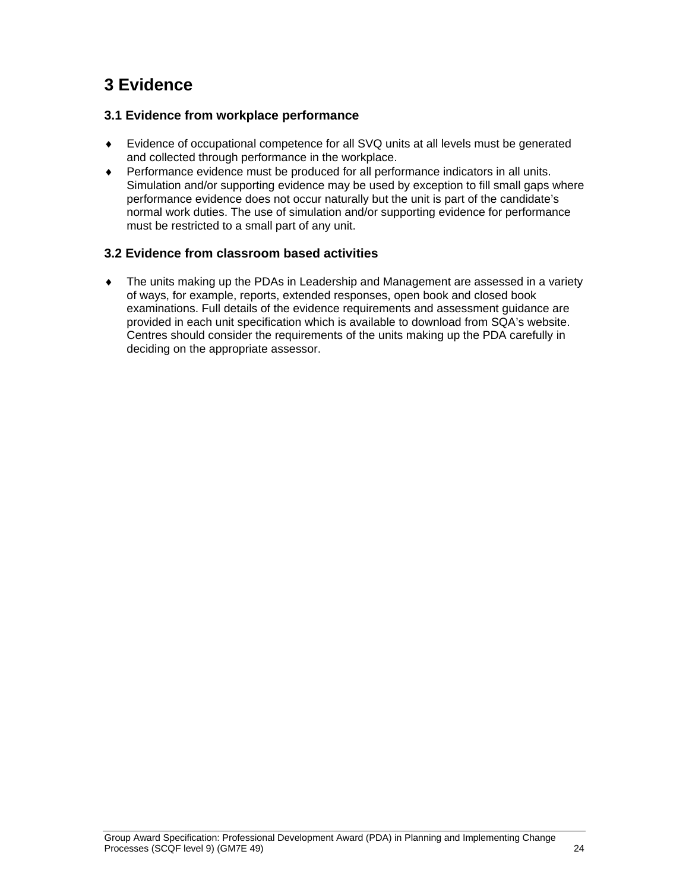# 3 Evidence

## 3.1 Evidence from workplace performance

- Evidence of occupational competence for all SVQ units at all levels must be generated and collected through performance in the workplace.
- Performance evidence must be produced for all performance indicators in all units. Simulation and/or supporting evidence may be used by exception to fill small gaps where performance evidence does not occur naturally but the unit is part of the candidate's normal work duties. The use of simulation and/or supporting evidence for performance must be restricted to a small part of any unit.

## 3.2 Evidence from classroom based activities

- The units making up the PDAs in Leadership and Management are assessed in a variety of ways, for example, reports, extended responses, open book and closed book examinations. Full details of the evidence requirements and assessment guidance are provided in each unit specification which is available to download from SQA's website. Centres should consider the requirements of the units making up the PDA carefully in deciding on the appropriate assessor.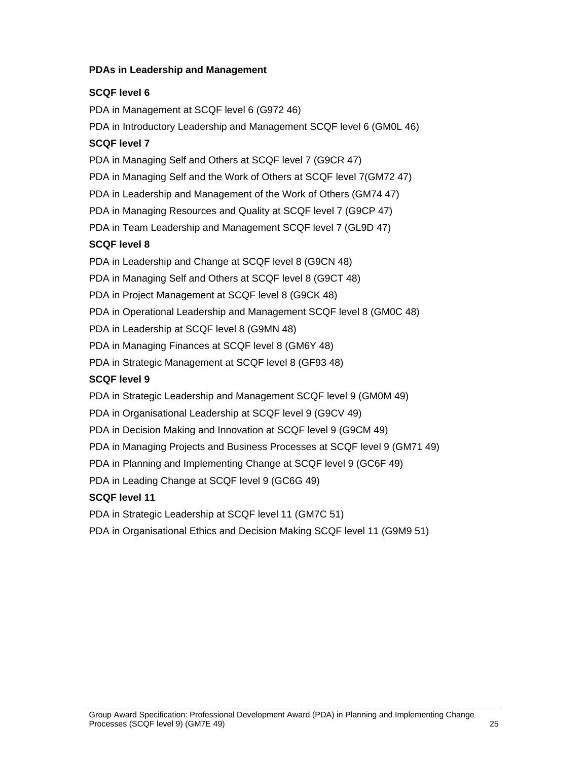**PDAs in Leadership and Management**

**SCQF level 6**

PDA in Management at SCQF level 6 (G972 46)

PDA in Introductory Leadership and Management SCQF level 6 (GM0L 46)

**SCQF level 7**

PDA in Managing Self and Others at SCQF level 7 (G9CR 47)

PDA in Managing Self and the Work of Others at SCQF level 7(GM72 47)

PDA in Leadership and Management of the Work of Others (GM74 47)

PDA in Managing Resources and Quality at SCQF level 7 (G9CP 47)

PDA in Team Leadership and Management SCQF level 7 (GL9D 47)

**SCQF level 8**

PDA in Leadership and Change at SCQF level 8 (G9CN 48)

PDA in Managing Self and Others at SCQF level 8 (G9CT 48)

PDA in Project Management at SCQF level 8 (G9CK 48)

PDA in Operational Leadership and Management SCQF level 8 (GM0C 48)

PDA in Leadership at SCQF level 8 (G9MN 48)

PDA in Managing Finances at SCQF level 8 (GM6Y 48)

PDA in Strategic Management at SCQF level 8 (GF93 48)

**SCQF level 9**

PDA in Strategic Leadership and Management SCQF level 9 (GM0M 49)

PDA in Organisational Leadership at SCQF level 9 (G9CV 49)

PDA in Decision Making and Innovation at SCQF level 9 (G9CM 49)

PDA in Managing Projects and Business Processes at SCQF level 9 (GM71 49)

PDA in Planning and Implementing Change at SCQF level 9 (GC6F 49)

PDA in Leading Change at SCQF level 9 (GC6G 49)

**SCQF level 11**

PDA in Strategic Leadership at SCQF level 11 (GM7C 51)

PDA in Organisational Ethics and Decision Making SCQF level 11 (G9M9 51)